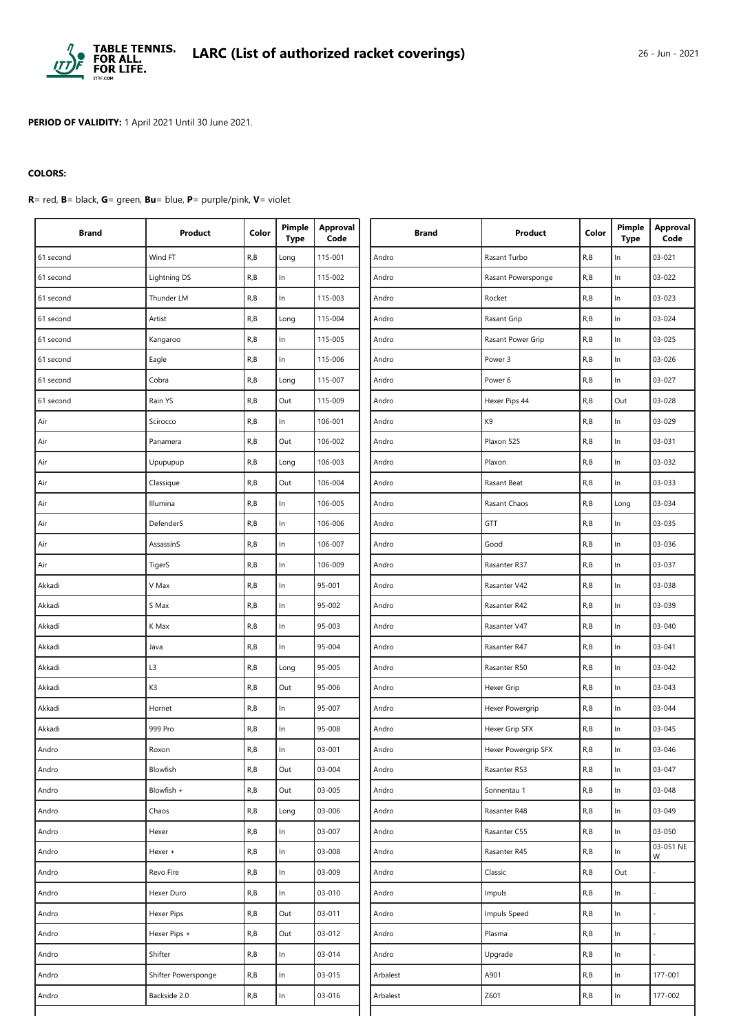# LARC (List of authorized racket coverings)

26 - Jun - 2021

**PERIOD OF VALIDITY:** 1 April 2021 Until 30 June 2021.

**COLORS:**

**R**= red, **B**= black, **G**= green, **Bu**= blue, **P**= purple/pink, **V**= violet

| Brand | Product | Color | Pimple Type | Approval Code |
|---|---|---|---|---|
| 61 second | Wind FT | R,B | Long | 115-001 |
| 61 second | Lightning DS | R,B | In | 115-002 |
| 61 second | Thunder LM | R,B | In | 115-003 |
| 61 second | Artist | R,B | Long | 115-004 |
| 61 second | Kangaroo | R,B | In | 115-005 |
| 61 second | Eagle | R,B | In | 115-006 |
| 61 second | Cobra | R,B | Long | 115-007 |
| 61 second | Rain YS | R,B | Out | 115-009 |
| Air | Scirocco | R,B | In | 106-001 |
| Air | Panamera | R,B | Out | 106-002 |
| Air | Upupupup | R,B | Long | 106-003 |
| Air | Classique | R,B | Out | 106-004 |
| Air | Illumina | R,B | In | 106-005 |
| Air | DefenderS | R,B | In | 106-006 |
| Air | AssassinS | R,B | In | 106-007 |
| Air | TigerS | R,B | In | 106-009 |
| Akkadi | V Max | R,B | In | 95-001 |
| Akkadi | S Max | R,B | In | 95-002 |
| Akkadi | K Max | R,B | In | 95-003 |
| Akkadi | Java | R,B | In | 95-004 |
| Akkadi | L3 | R,B | Long | 95-005 |
| Akkadi | K3 | R,B | Out | 95-006 |
| Akkadi | Hornet | R,B | In | 95-007 |
| Akkadi | 999 Pro | R,B | In | 95-008 |
| Andro | Roxon | R,B | In | 03-001 |
| Andro | Blowfish | R,B | Out | 03-004 |
| Andro | Blowfish + | R,B | Out | 03-005 |
| Andro | Chaos | R,B | Long | 03-006 |
| Andro | Hexer | R,B | In | 03-007 |
| Andro | Hexer + | R,B | In | 03-008 |
| Andro | Revo Fire | R,B | In | 03-009 |
| Andro | Hexer Duro | R,B | In | 03-010 |
| Andro | Hexer Pips | R,B | Out | 03-011 |
| Andro | Hexer Pips + | R,B | Out | 03-012 |
| Andro | Shifter | R,B | In | 03-014 |
| Andro | Shifter Powersponge | R,B | In | 03-015 |
| Andro | Backside 2.0 | R,B | In | 03-016 |
| Andro | Rasant Turbo | R,B | In | 03-021 |
| Andro | Rasant Powersponge | R,B | In | 03-022 |
| Andro | Rocket | R,B | In | 03-023 |
| Andro | Rasant Grip | R,B | In | 03-024 |
| Andro | Rasant Power Grip | R,B | In | 03-025 |
| Andro | Power 3 | R,B | In | 03-026 |
| Andro | Power 6 | R,B | In | 03-027 |
| Andro | Hexer Pips 44 | R,B | Out | 03-028 |
| Andro | K9 | R,B | In | 03-029 |
| Andro | Plaxon 525 | R,B | In | 03-031 |
| Andro | Plaxon | R,B | In | 03-032 |
| Andro | Rasant Beat | R,B | In | 03-033 |
| Andro | Rasant Chaos | R,B | Long | 03-034 |
| Andro | GTT | R,B | In | 03-035 |
| Andro | Good | R,B | In | 03-036 |
| Andro | Rasanter R37 | R,B | In | 03-037 |
| Andro | Rasanter V42 | R,B | In | 03-038 |
| Andro | Rasanter R42 | R,B | In | 03-039 |
| Andro | Rasanter V47 | R,B | In | 03-040 |
| Andro | Rasanter R47 | R,B | In | 03-041 |
| Andro | Rasanter R50 | R,B | In | 03-042 |
| Andro | Hexer Grip | R,B | In | 03-043 |
| Andro | Hexer Powergrip | R,B | In | 03-044 |
| Andro | Hexer Grip SFX | R,B | In | 03-045 |
| Andro | Hexer Powergrip SFX | R,B | In | 03-046 |
| Andro | Rasanter R53 | R,B | In | 03-047 |
| Andro | Sonnentau 1 | R,B | In | 03-048 |
| Andro | Rasanter R48 | R,B | In | 03-049 |
| Andro | Rasanter C55 | R,B | In | 03-050 |
| Andro | Rasanter R45 | R,B | In | 03-051 NEW |
| Andro | Classic | R,B | Out | - |
| Andro | Impuls | R,B | In | - |
| Andro | Impuls Speed | R,B | In | - |
| Andro | Plasma | R,B | In | - |
| Andro | Upgrade | R,B | In | - |
| Arbalest | A901 | R,B | In | 177-001 |
| Arbalest | Z601 | R,B | In | 177-002 |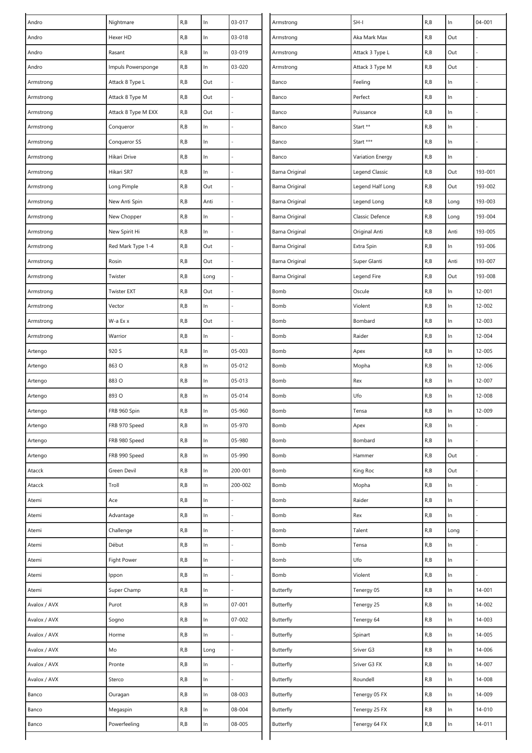| | | | | |
|---|---|---|---|---|
| Andro | Nightmare | R,B | In | 03-017 |
| Andro | Hexer HD | R,B | In | 03-018 |
| Andro | Rasant | R,B | In | 03-019 |
| Andro | Impuls Powersponge | R,B | In | 03-020 |
| Armstrong | Attack 8 Type L | R,B | Out | - |
| Armstrong | Attack 8 Type M | R,B | Out | - |
| Armstrong | Attack 8 Type M EXX | R,B | Out | - |
| Armstrong | Conqueror | R,B | In | - |
| Armstrong | Conqueror SS | R,B | In | - |
| Armstrong | Hikari Drive | R,B | In | - |
| Armstrong | Hikari SR7 | R,B | In | - |
| Armstrong | Long Pimple | R,B | Out | - |
| Armstrong | New Anti Spin | R,B | Anti | - |
| Armstrong | New Chopper | R,B | In | - |
| Armstrong | New Spirit Hi | R,B | In | - |
| Armstrong | Red Mark Type 1-4 | R,B | Out | - |
| Armstrong | Rosin | R,B | Out | - |
| Armstrong | Twister | R,B | Long | - |
| Armstrong | Twister EXT | R,B | Out | - |
| Armstrong | Vector | R,B | In | - |
| Armstrong | W-a Ex x | R,B | Out | - |
| Armstrong | Warrior | R,B | In | - |
| Artengo | 920 S | R,B | In | 05-003 |
| Artengo | 863 O | R,B | In | 05-012 |
| Artengo | 883 O | R,B | In | 05-013 |
| Artengo | 893 O | R,B | In | 05-014 |
| Artengo | FRB 960 Spin | R,B | In | 05-960 |
| Artengo | FRB 970 Speed | R,B | In | 05-970 |
| Artengo | FRB 980 Speed | R,B | In | 05-980 |
| Artengo | FRB 990 Speed | R,B | In | 05-990 |
| Atacck | Green Devil | R,B | In | 200-001 |
| Atacck | Troll | R,B | In | 200-002 |
| Atemi | Ace | R,B | In | - |
| Atemi | Advantage | R,B | In | - |
| Atemi | Challenge | R,B | In | - |
| Atemi | Début | R,B | In | - |
| Atemi | Fight Power | R,B | In | - |
| Atemi | Ippon | R,B | In | - |
| Atemi | Super Champ | R,B | In | - |
| Avalox / AVX | Purot | R,B | In | 07-001 |
| Avalox / AVX | Sogno | R,B | In | 07-002 |
| Avalox / AVX | Horme | R,B | In | - |
| Avalox / AVX | Mo | R,B | Long | - |
| Avalox / AVX | Pronte | R,B | In | - |
| Avalox / AVX | Sterco | R,B | In | - |
| Banco | Ouragan | R,B | In | 08-003 |
| Banco | Megaspin | R,B | In | 08-004 |
| Banco | Powerfeeling | R,B | In | 08-005 |
| Armstrong | SH-I | R,B | In | 04-001 |
| Armstrong | Aka Mark Max | R,B | Out | - |
| Armstrong | Attack 3 Type L | R,B | Out | - |
| Armstrong | Attack 3 Type M | R,B | Out | - |
| Banco | Feeling | R,B | In | - |
| Banco | Perfect | R,B | In | - |
| Banco | Puissance | R,B | In | - |
| Banco | Start ** | R,B | In | - |
| Banco | Start *** | R,B | In | - |
| Banco | Variation Energy | R,B | In | - |
| Barna Original | Legend Classic | R,B | Out | 193-001 |
| Barna Original | Legend Half Long | R,B | Out | 193-002 |
| Barna Original | Legend Long | R,B | Long | 193-003 |
| Barna Original | Classic Defence | R,B | Long | 193-004 |
| Barna Original | Original Anti | R,B | Anti | 193-005 |
| Barna Original | Extra Spin | R,B | In | 193-006 |
| Barna Original | Super Glanti | R,B | Anti | 193-007 |
| Barna Original | Legend Fire | R,B | Out | 193-008 |
| Bomb | Oscule | R,B | In | 12-001 |
| Bomb | Violent | R,B | In | 12-002 |
| Bomb | Bombard | R,B | In | 12-003 |
| Bomb | Raider | R,B | In | 12-004 |
| Bomb | Apex | R,B | In | 12-005 |
| Bomb | Mopha | R,B | In | 12-006 |
| Bomb | Rex | R,B | In | 12-007 |
| Bomb | Ufo | R,B | In | 12-008 |
| Bomb | Tensa | R,B | In | 12-009 |
| Bomb | Apex | R,B | In | - |
| Bomb | Bombard | R,B | In | - |
| Bomb | Hammer | R,B | Out | - |
| Bomb | King Roc | R,B | Out | - |
| Bomb | Mopha | R,B | In | - |
| Bomb | Raider | R,B | In | - |
| Bomb | Rex | R,B | In | - |
| Bomb | Talent | R,B | Long | - |
| Bomb | Tensa | R,B | In | - |
| Bomb | Ufo | R,B | In | - |
| Bomb | Violent | R,B | In | - |
| Butterfly | Tenergy 05 | R,B | In | 14-001 |
| Butterfly | Tenergy 25 | R,B | In | 14-002 |
| Butterfly | Tenergy 64 | R,B | In | 14-003 |
| Butterfly | Spinart | R,B | In | 14-005 |
| Butterfly | Sriver G3 | R,B | In | 14-006 |
| Butterfly | Sriver G3 FX | R,B | In | 14-007 |
| Butterfly | Roundell | R,B | In | 14-008 |
| Butterfly | Tenergy 05 FX | R,B | In | 14-009 |
| Butterfly | Tenergy 25 FX | R,B | In | 14-010 |
| Butterfly | Tenergy 64 FX | R,B | In | 14-011 |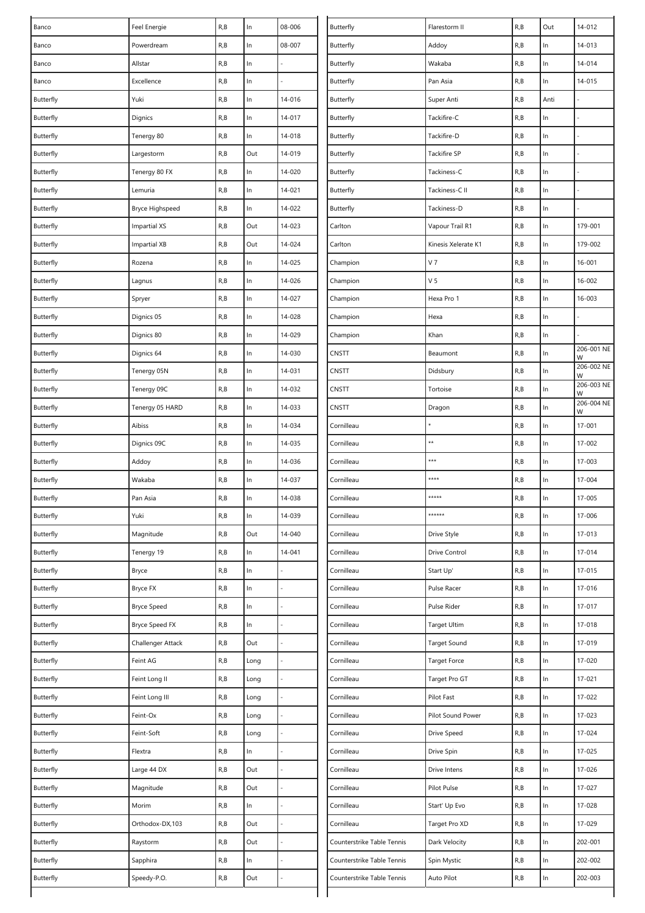| | | | | |
|---|---|---|---|---|
| Banco | Feel Energie | R,B | In | 08-006 |
| Banco | Powerdream | R,B | In | 08-007 |
| Banco | Allstar | R,B | In | - |
| Banco | Excellence | R,B | In | - |
| Butterfly | Yuki | R,B | In | 14-016 |
| Butterfly | Dignics | R,B | In | 14-017 |
| Butterfly | Tenergy 80 | R,B | In | 14-018 |
| Butterfly | Largestorm | R,B | Out | 14-019 |
| Butterfly | Tenergy 80 FX | R,B | In | 14-020 |
| Butterfly | Lemuria | R,B | In | 14-021 |
| Butterfly | Bryce Highspeed | R,B | In | 14-022 |
| Butterfly | Impartial XS | R,B | Out | 14-023 |
| Butterfly | Impartial XB | R,B | Out | 14-024 |
| Butterfly | Rozena | R,B | In | 14-025 |
| Butterfly | Lagnus | R,B | In | 14-026 |
| Butterfly | Spryer | R,B | In | 14-027 |
| Butterfly | Dignics 05 | R,B | In | 14-028 |
| Butterfly | Dignics 80 | R,B | In | 14-029 |
| Butterfly | Dignics 64 | R,B | In | 14-030 |
| Butterfly | Tenergy 05N | R,B | In | 14-031 |
| Butterfly | Tenergy 09C | R,B | In | 14-032 |
| Butterfly | Tenergy 05 HARD | R,B | In | 14-033 |
| Butterfly | Aibiss | R,B | In | 14-034 |
| Butterfly | Dignics 09C | R,B | In | 14-035 |
| Butterfly | Addoy | R,B | In | 14-036 |
| Butterfly | Wakaba | R,B | In | 14-037 |
| Butterfly | Pan Asia | R,B | In | 14-038 |
| Butterfly | Yuki | R,B | In | 14-039 |
| Butterfly | Magnitude | R,B | Out | 14-040 |
| Butterfly | Tenergy 19 | R,B | In | 14-041 |
| Butterfly | Bryce | R,B | In | - |
| Butterfly | Bryce FX | R,B | In | - |
| Butterfly | Bryce Speed | R,B | In | - |
| Butterfly | Bryce Speed FX | R,B | In | - |
| Butterfly | Challenger Attack | R,B | Out | - |
| Butterfly | Feint AG | R,B | Long | - |
| Butterfly | Feint Long II | R,B | Long | - |
| Butterfly | Feint Long III | R,B | Long | - |
| Butterfly | Feint-Ox | R,B | Long | - |
| Butterfly | Feint-Soft | R,B | Long | - |
| Butterfly | Flextra | R,B | In | - |
| Butterfly | Large 44 DX | R,B | Out | - |
| Butterfly | Magnitude | R,B | Out | - |
| Butterfly | Morim | R,B | In | - |
| Butterfly | Orthodox-DX,103 | R,B | Out | - |
| Butterfly | Raystorm | R,B | Out | - |
| Butterfly | Sapphira | R,B | In | - |
| Butterfly | Speedy-P.O. | R,B | Out | - |
| Butterfly | Flarestorm II | R,B | Out | 14-012 |
| Butterfly | Addoy | R,B | In | 14-013 |
| Butterfly | Wakaba | R,B | In | 14-014 |
| Butterfly | Pan Asia | R,B | In | 14-015 |
| Butterfly | Super Anti | R,B | Anti | - |
| Butterfly | Tackifire-C | R,B | In | - |
| Butterfly | Tackifire-D | R,B | In | - |
| Butterfly | Tackifire SP | R,B | In | - |
| Butterfly | Tackiness-C | R,B | In | - |
| Butterfly | Tackiness-C II | R,B | In | - |
| Butterfly | Tackiness-D | R,B | In | - |
| Carlton | Vapour Trail R1 | R,B | In | 179-001 |
| Carlton | Kinesis Xelerate K1 | R,B | In | 179-002 |
| Champion | V 7 | R,B | In | 16-001 |
| Champion | V 5 | R,B | In | 16-002 |
| Champion | Hexa Pro 1 | R,B | In | 16-003 |
| Champion | Hexa | R,B | In | - |
| Champion | Khan | R,B | In | - |
| CNSTT | Beaumont | R,B | In | 206-001 NEW |
| CNSTT | Didsbury | R,B | In | 206-002 NEW |
| CNSTT | Tortoise | R,B | In | 206-003 NEW |
| CNSTT | Dragon | R,B | In | 206-004 NEW |
| Cornilleau | * | R,B | In | 17-001 |
| Cornilleau | ** | R,B | In | 17-002 |
| Cornilleau | *** | R,B | In | 17-003 |
| Cornilleau | **** | R,B | In | 17-004 |
| Cornilleau | ***** | R,B | In | 17-005 |
| Cornilleau | ****** | R,B | In | 17-006 |
| Cornilleau | Drive Style | R,B | In | 17-013 |
| Cornilleau | Drive Control | R,B | In | 17-014 |
| Cornilleau | Start Up' | R,B | In | 17-015 |
| Cornilleau | Pulse Racer | R,B | In | 17-016 |
| Cornilleau | Pulse Rider | R,B | In | 17-017 |
| Cornilleau | Target Ultim | R,B | In | 17-018 |
| Cornilleau | Target Sound | R,B | In | 17-019 |
| Cornilleau | Target Force | R,B | In | 17-020 |
| Cornilleau | Target Pro GT | R,B | In | 17-021 |
| Cornilleau | Pilot Fast | R,B | In | 17-022 |
| Cornilleau | Pilot Sound Power | R,B | In | 17-023 |
| Cornilleau | Drive Speed | R,B | In | 17-024 |
| Cornilleau | Drive Spin | R,B | In | 17-025 |
| Cornilleau | Drive Intens | R,B | In | 17-026 |
| Cornilleau | Pilot Pulse | R,B | In | 17-027 |
| Cornilleau | Start' Up Evo | R,B | In | 17-028 |
| Cornilleau | Target Pro XD | R,B | In | 17-029 |
| Counterstrike Table Tennis | Dark Velocity | R,B | In | 202-001 |
| Counterstrike Table Tennis | Spin Mystic | R,B | In | 202-002 |
| Counterstrike Table Tennis | Auto Pilot | R,B | In | 202-003 |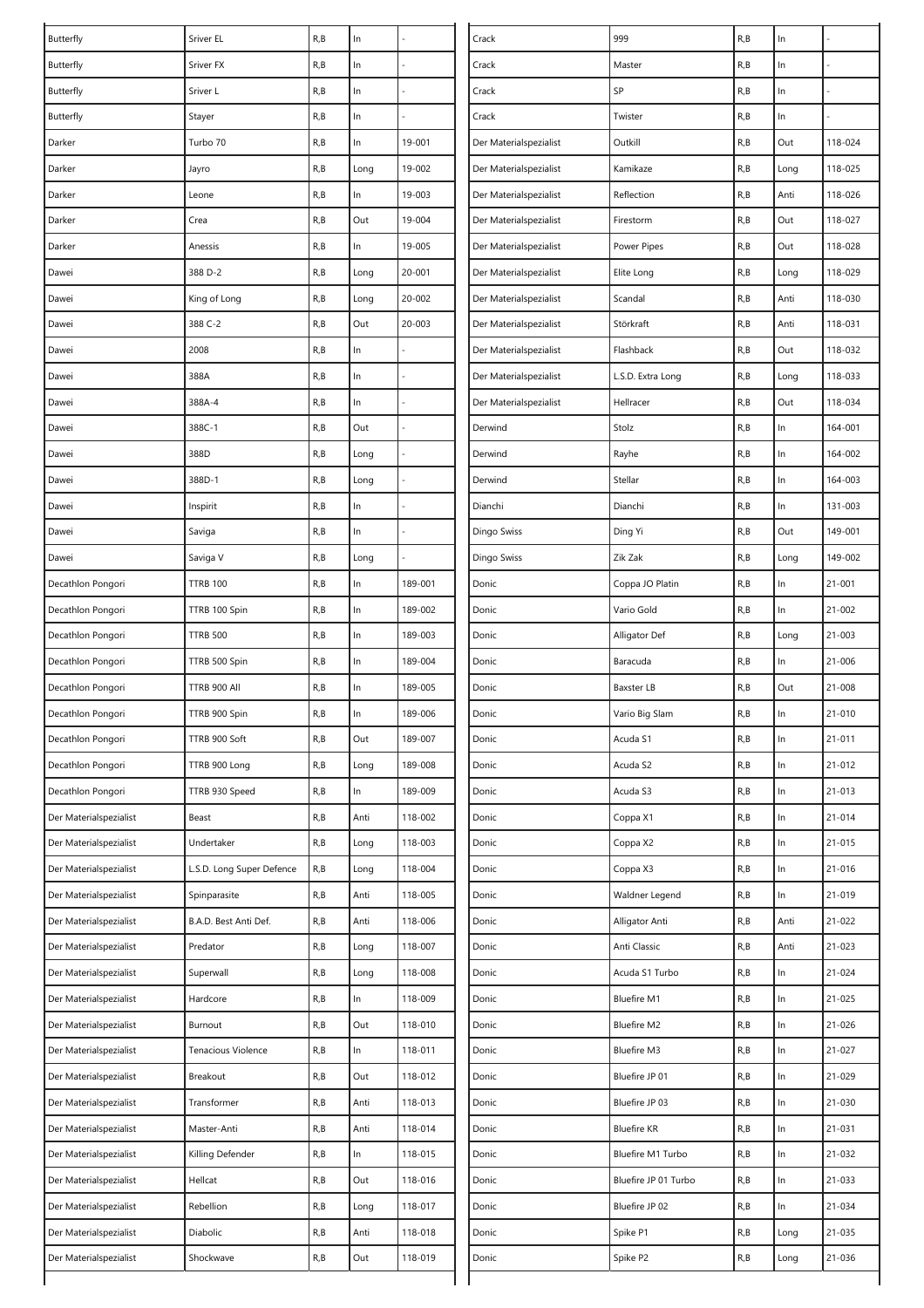| | | | | |
|---|---|---|---|---|
| Butterfly | Sriver EL | R,B | In | - |
| Butterfly | Sriver FX | R,B | In | - |
| Butterfly | Sriver L | R,B | In | - |
| Butterfly | Stayer | R,B | In | - |
| Darker | Turbo 70 | R,B | In | 19-001 |
| Darker | Jayro | R,B | Long | 19-002 |
| Darker | Leone | R,B | In | 19-003 |
| Darker | Crea | R,B | Out | 19-004 |
| Darker | Anessis | R,B | In | 19-005 |
| Dawei | 388 D-2 | R,B | Long | 20-001 |
| Dawei | King of Long | R,B | Long | 20-002 |
| Dawei | 388 C-2 | R,B | Out | 20-003 |
| Dawei | 2008 | R,B | In | - |
| Dawei | 388A | R,B | In | - |
| Dawei | 388A-4 | R,B | In | - |
| Dawei | 388C-1 | R,B | Out | - |
| Dawei | 388D | R,B | Long | - |
| Dawei | 388D-1 | R,B | Long | - |
| Dawei | Inspirit | R,B | In | - |
| Dawei | Saviga | R,B | In | - |
| Dawei | Saviga V | R,B | Long | - |
| Decathlon Pongori | TTRB 100 | R,B | In | 189-001 |
| Decathlon Pongori | TTRB 100 Spin | R,B | In | 189-002 |
| Decathlon Pongori | TTRB 500 | R,B | In | 189-003 |
| Decathlon Pongori | TTRB 500 Spin | R,B | In | 189-004 |
| Decathlon Pongori | TTRB 900 All | R,B | In | 189-005 |
| Decathlon Pongori | TTRB 900 Spin | R,B | In | 189-006 |
| Decathlon Pongori | TTRB 900 Soft | R,B | Out | 189-007 |
| Decathlon Pongori | TTRB 900 Long | R,B | Long | 189-008 |
| Decathlon Pongori | TTRB 930 Speed | R,B | In | 189-009 |
| Der Materialspezialist | Beast | R,B | Anti | 118-002 |
| Der Materialspezialist | Undertaker | R,B | Long | 118-003 |
| Der Materialspezialist | L.S.D. Long Super Defence | R,B | Long | 118-004 |
| Der Materialspezialist | Spinparasite | R,B | Anti | 118-005 |
| Der Materialspezialist | B.A.D. Best Anti Def. | R,B | Anti | 118-006 |
| Der Materialspezialist | Predator | R,B | Long | 118-007 |
| Der Materialspezialist | Superwall | R,B | Long | 118-008 |
| Der Materialspezialist | Hardcore | R,B | In | 118-009 |
| Der Materialspezialist | Burnout | R,B | Out | 118-010 |
| Der Materialspezialist | Tenacious Violence | R,B | In | 118-011 |
| Der Materialspezialist | Breakout | R,B | Out | 118-012 |
| Der Materialspezialist | Transformer | R,B | Anti | 118-013 |
| Der Materialspezialist | Master-Anti | R,B | Anti | 118-014 |
| Der Materialspezialist | Killing Defender | R,B | In | 118-015 |
| Der Materialspezialist | Hellcat | R,B | Out | 118-016 |
| Der Materialspezialist | Rebellion | R,B | Long | 118-017 |
| Der Materialspezialist | Diabolic | R,B | Anti | 118-018 |
| Der Materialspezialist | Shockwave | R,B | Out | 118-019 |
| Crack | 999 | R,B | In | - |
| Crack | Master | R,B | In | - |
| Crack | SP | R,B | In | - |
| Crack | Twister | R,B | In | - |
| Der Materialspezialist | Outkill | R,B | Out | 118-024 |
| Der Materialspezialist | Kamikaze | R,B | Long | 118-025 |
| Der Materialspezialist | Reflection | R,B | Anti | 118-026 |
| Der Materialspezialist | Firestorm | R,B | Out | 118-027 |
| Der Materialspezialist | Power Pipes | R,B | Out | 118-028 |
| Der Materialspezialist | Elite Long | R,B | Long | 118-029 |
| Der Materialspezialist | Scandal | R,B | Anti | 118-030 |
| Der Materialspezialist | Störkraft | R,B | Anti | 118-031 |
| Der Materialspezialist | Flashback | R,B | Out | 118-032 |
| Der Materialspezialist | L.S.D. Extra Long | R,B | Long | 118-033 |
| Der Materialspezialist | Hellracer | R,B | Out | 118-034 |
| Derwind | Stolz | R,B | In | 164-001 |
| Derwind | Rayhe | R,B | In | 164-002 |
| Derwind | Stellar | R,B | In | 164-003 |
| Dianchi | Dianchi | R,B | In | 131-003 |
| Dingo Swiss | Ding Yi | R,B | Out | 149-001 |
| Dingo Swiss | Zik Zak | R,B | Long | 149-002 |
| Donic | Coppa JO Platin | R,B | In | 21-001 |
| Donic | Vario Gold | R,B | In | 21-002 |
| Donic | Alligator Def | R,B | Long | 21-003 |
| Donic | Baracuda | R,B | In | 21-006 |
| Donic | Baxster LB | R,B | Out | 21-008 |
| Donic | Vario Big Slam | R,B | In | 21-010 |
| Donic | Acuda S1 | R,B | In | 21-011 |
| Donic | Acuda S2 | R,B | In | 21-012 |
| Donic | Acuda S3 | R,B | In | 21-013 |
| Donic | Coppa X1 | R,B | In | 21-014 |
| Donic | Coppa X2 | R,B | In | 21-015 |
| Donic | Coppa X3 | R,B | In | 21-016 |
| Donic | Waldner Legend | R,B | In | 21-019 |
| Donic | Alligator Anti | R,B | Anti | 21-022 |
| Donic | Anti Classic | R,B | Anti | 21-023 |
| Donic | Acuda S1 Turbo | R,B | In | 21-024 |
| Donic | Bluefire M1 | R,B | In | 21-025 |
| Donic | Bluefire M2 | R,B | In | 21-026 |
| Donic | Bluefire M3 | R,B | In | 21-027 |
| Donic | Bluefire JP 01 | R,B | In | 21-029 |
| Donic | Bluefire JP 03 | R,B | In | 21-030 |
| Donic | Bluefire KR | R,B | In | 21-031 |
| Donic | Bluefire M1 Turbo | R,B | In | 21-032 |
| Donic | Bluefire JP 01 Turbo | R,B | In | 21-033 |
| Donic | Bluefire JP 02 | R,B | In | 21-034 |
| Donic | Spike P1 | R,B | Long | 21-035 |
| Donic | Spike P2 | R,B | Long | 21-036 |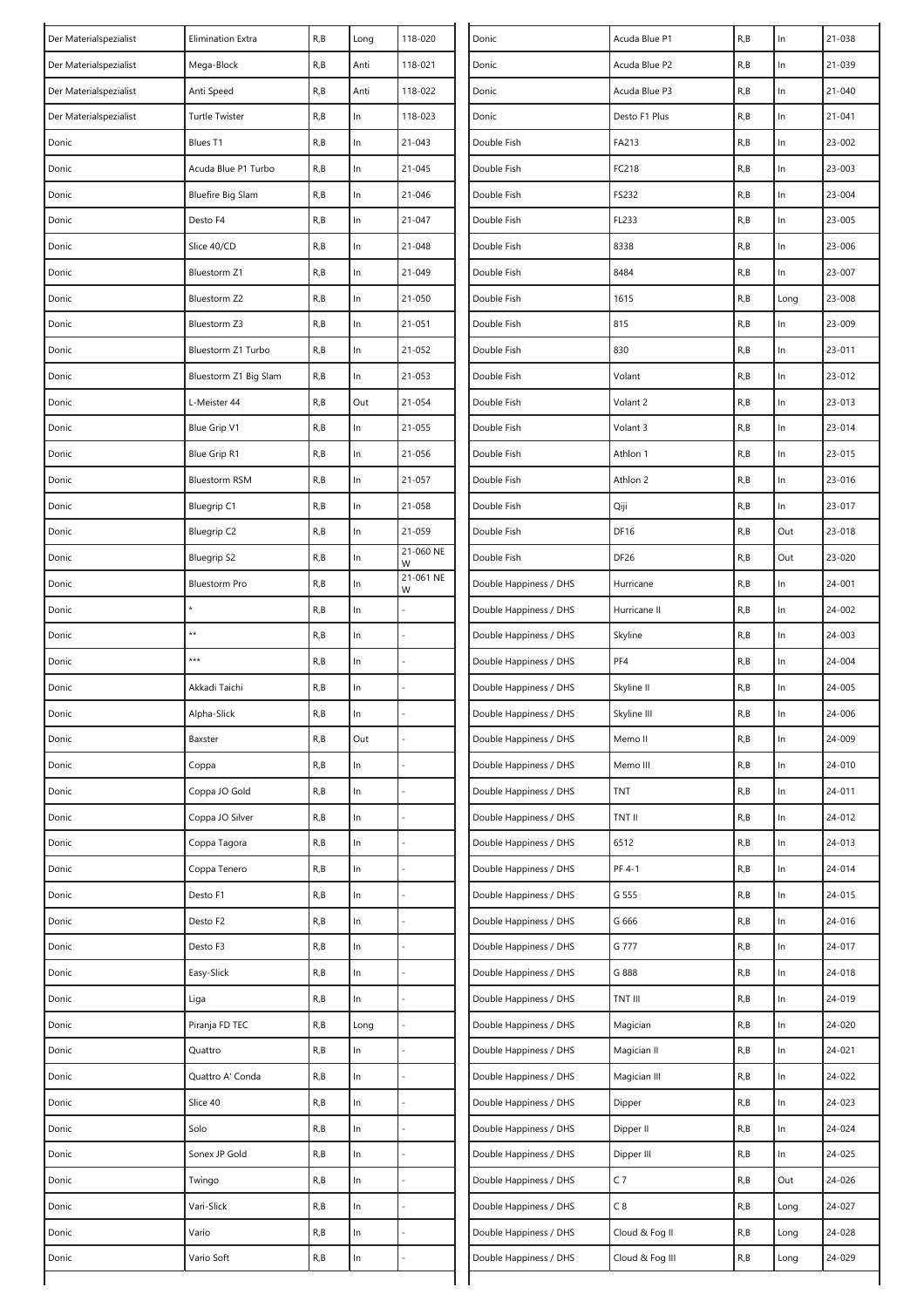| | | | | |
|---|---|---|---|---|
| Der Materialspezialist | Elimination Extra | R,B | Long | 118-020 |
| Der Materialspezialist | Mega-Block | R,B | Anti | 118-021 |
| Der Materialspezialist | Anti Speed | R,B | Anti | 118-022 |
| Der Materialspezialist | Turtle Twister | R,B | In | 118-023 |
| Donic | Blues T1 | R,B | In | 21-043 |
| Donic | Acuda Blue P1 Turbo | R,B | In | 21-045 |
| Donic | Bluefire Big Slam | R,B | In | 21-046 |
| Donic | Desto F4 | R,B | In | 21-047 |
| Donic | Slice 40/CD | R,B | In | 21-048 |
| Donic | Bluestorm Z1 | R,B | In | 21-049 |
| Donic | Bluestorm Z2 | R,B | In | 21-050 |
| Donic | Bluestorm Z3 | R,B | In | 21-051 |
| Donic | Bluestorm Z1 Turbo | R,B | In | 21-052 |
| Donic | Bluestorm Z1 Big Slam | R,B | In | 21-053 |
| Donic | L-Meister 44 | R,B | Out | 21-054 |
| Donic | Blue Grip V1 | R,B | In | 21-055 |
| Donic | Blue Grip R1 | R,B | In | 21-056 |
| Donic | Bluestorm RSM | R,B | In | 21-057 |
| Donic | Bluegrip C1 | R,B | In | 21-058 |
| Donic | Bluegrip C2 | R,B | In | 21-059 |
| Donic | Bluegrip S2 | R,B | In | 21-060 NEW |
| Donic | Bluestorm Pro | R,B | In | 21-061 NEW |
| Donic | * | R,B | In | - |
| Donic | ** | R,B | In | - |
| Donic | *** | R,B | In | - |
| Donic | Akkadi Taichi | R,B | In | - |
| Donic | Alpha-Slick | R,B | In | - |
| Donic | Baxster | R,B | Out | - |
| Donic | Coppa | R,B | In | - |
| Donic | Coppa JO Gold | R,B | In | - |
| Donic | Coppa JO Silver | R,B | In | - |
| Donic | Coppa Tagora | R,B | In | - |
| Donic | Coppa Tenero | R,B | In | - |
| Donic | Desto F1 | R,B | In | - |
| Donic | Desto F2 | R,B | In | - |
| Donic | Desto F3 | R,B | In | - |
| Donic | Easy-Slick | R,B | In | - |
| Donic | Liga | R,B | In | - |
| Donic | Piranja FD TEC | R,B | Long | - |
| Donic | Quattro | R,B | In | - |
| Donic | Quattro A' Conda | R,B | In | - |
| Donic | Slice 40 | R,B | In | - |
| Donic | Solo | R,B | In | - |
| Donic | Sonex JP Gold | R,B | In | - |
| Donic | Twingo | R,B | In | - |
| Donic | Vari-Slick | R,B | In | - |
| Donic | Vario | R,B | In | - |
| Donic | Vario Soft | R,B | In | - |
| Donic | Acuda Blue P1 | R,B | In | 21-038 |
| Donic | Acuda Blue P2 | R,B | In | 21-039 |
| Donic | Acuda Blue P3 | R,B | In | 21-040 |
| Donic | Desto F1 Plus | R,B | In | 21-041 |
| Double Fish | FA213 | R,B | In | 23-002 |
| Double Fish | FC218 | R,B | In | 23-003 |
| Double Fish | FS232 | R,B | In | 23-004 |
| Double Fish | FL233 | R,B | In | 23-005 |
| Double Fish | 8338 | R,B | In | 23-006 |
| Double Fish | 8484 | R,B | In | 23-007 |
| Double Fish | 1615 | R,B | Long | 23-008 |
| Double Fish | 815 | R,B | In | 23-009 |
| Double Fish | 830 | R,B | In | 23-011 |
| Double Fish | Volant | R,B | In | 23-012 |
| Double Fish | Volant 2 | R,B | In | 23-013 |
| Double Fish | Volant 3 | R,B | In | 23-014 |
| Double Fish | Athlon 1 | R,B | In | 23-015 |
| Double Fish | Athlon 2 | R,B | In | 23-016 |
| Double Fish | Qiji | R,B | In | 23-017 |
| Double Fish | DF16 | R,B | Out | 23-018 |
| Double Fish | DF26 | R,B | Out | 23-020 |
| Double Happiness / DHS | Hurricane | R,B | In | 24-001 |
| Double Happiness / DHS | Hurricane II | R,B | In | 24-002 |
| Double Happiness / DHS | Skyline | R,B | In | 24-003 |
| Double Happiness / DHS | PF4 | R,B | In | 24-004 |
| Double Happiness / DHS | Skyline II | R,B | In | 24-005 |
| Double Happiness / DHS | Skyline III | R,B | In | 24-006 |
| Double Happiness / DHS | Memo II | R,B | In | 24-009 |
| Double Happiness / DHS | Memo III | R,B | In | 24-010 |
| Double Happiness / DHS | TNT | R,B | In | 24-011 |
| Double Happiness / DHS | TNT II | R,B | In | 24-012 |
| Double Happiness / DHS | 6512 | R,B | In | 24-013 |
| Double Happiness / DHS | PF 4-1 | R,B | In | 24-014 |
| Double Happiness / DHS | G 555 | R,B | In | 24-015 |
| Double Happiness / DHS | G 666 | R,B | In | 24-016 |
| Double Happiness / DHS | G 777 | R,B | In | 24-017 |
| Double Happiness / DHS | G 888 | R,B | In | 24-018 |
| Double Happiness / DHS | TNT III | R,B | In | 24-019 |
| Double Happiness / DHS | Magician | R,B | In | 24-020 |
| Double Happiness / DHS | Magician II | R,B | In | 24-021 |
| Double Happiness / DHS | Magician III | R,B | In | 24-022 |
| Double Happiness / DHS | Dipper | R,B | In | 24-023 |
| Double Happiness / DHS | Dipper II | R,B | In | 24-024 |
| Double Happiness / DHS | Dipper III | R,B | In | 24-025 |
| Double Happiness / DHS | C 7 | R,B | Out | 24-026 |
| Double Happiness / DHS | C 8 | R,B | Long | 24-027 |
| Double Happiness / DHS | Cloud & Fog II | R,B | Long | 24-028 |
| Double Happiness / DHS | Cloud & Fog III | R,B | Long | 24-029 |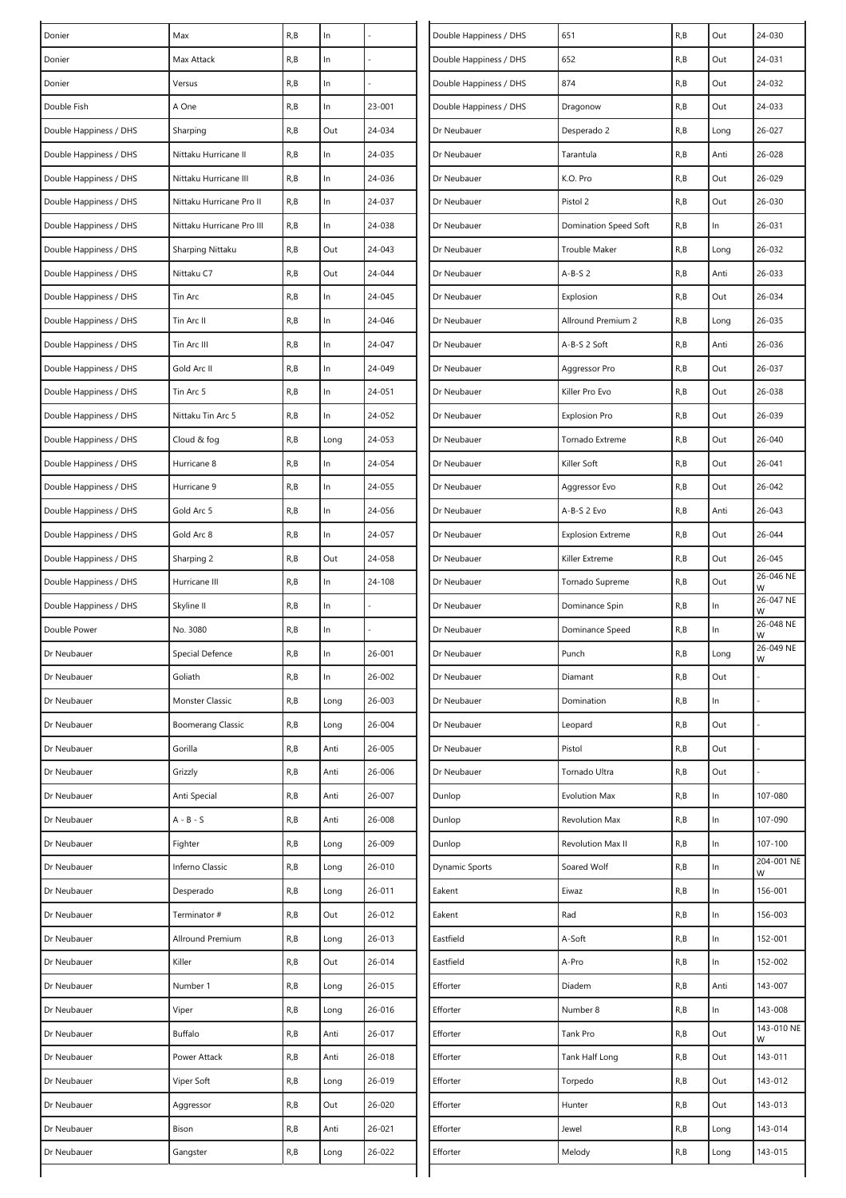| | | | | |
|---|---|---|---|---|
| Donier | Max | R,B | In | - |
| Donier | Max Attack | R,B | In | - |
| Donier | Versus | R,B | In | - |
| Double Fish | A One | R,B | In | 23-001 |
| Double Happiness / DHS | Sharping | R,B | Out | 24-034 |
| Double Happiness / DHS | Nittaku Hurricane II | R,B | In | 24-035 |
| Double Happiness / DHS | Nittaku Hurricane III | R,B | In | 24-036 |
| Double Happiness / DHS | Nittaku Hurricane Pro II | R,B | In | 24-037 |
| Double Happiness / DHS | Nittaku Hurricane Pro III | R,B | In | 24-038 |
| Double Happiness / DHS | Sharping Nittaku | R,B | Out | 24-043 |
| Double Happiness / DHS | Nittaku C7 | R,B | Out | 24-044 |
| Double Happiness / DHS | Tin Arc | R,B | In | 24-045 |
| Double Happiness / DHS | Tin Arc II | R,B | In | 24-046 |
| Double Happiness / DHS | Tin Arc III | R,B | In | 24-047 |
| Double Happiness / DHS | Gold Arc II | R,B | In | 24-049 |
| Double Happiness / DHS | Tin Arc 5 | R,B | In | 24-051 |
| Double Happiness / DHS | Nittaku Tin Arc 5 | R,B | In | 24-052 |
| Double Happiness / DHS | Cloud & fog | R,B | Long | 24-053 |
| Double Happiness / DHS | Hurricane 8 | R,B | In | 24-054 |
| Double Happiness / DHS | Hurricane 9 | R,B | In | 24-055 |
| Double Happiness / DHS | Gold Arc 5 | R,B | In | 24-056 |
| Double Happiness / DHS | Gold Arc 8 | R,B | In | 24-057 |
| Double Happiness / DHS | Sharping 2 | R,B | Out | 24-058 |
| Double Happiness / DHS | Hurricane III | R,B | In | 24-108 |
| Double Happiness / DHS | Skyline II | R,B | In | - |
| Double Power | No. 3080 | R,B | In | - |
| Dr Neubauer | Special Defence | R,B | In | 26-001 |
| Dr Neubauer | Goliath | R,B | In | 26-002 |
| Dr Neubauer | Monster Classic | R,B | Long | 26-003 |
| Dr Neubauer | Boomerang Classic | R,B | Long | 26-004 |
| Dr Neubauer | Gorilla | R,B | Anti | 26-005 |
| Dr Neubauer | Grizzly | R,B | Anti | 26-006 |
| Dr Neubauer | Anti Special | R,B | Anti | 26-007 |
| Dr Neubauer | A - B - S | R,B | Anti | 26-008 |
| Dr Neubauer | Fighter | R,B | Long | 26-009 |
| Dr Neubauer | Inferno Classic | R,B | Long | 26-010 |
| Dr Neubauer | Desperado | R,B | Long | 26-011 |
| Dr Neubauer | Terminator # | R,B | Out | 26-012 |
| Dr Neubauer | Allround Premium | R,B | Long | 26-013 |
| Dr Neubauer | Killer | R,B | Out | 26-014 |
| Dr Neubauer | Number 1 | R,B | Long | 26-015 |
| Dr Neubauer | Viper | R,B | Long | 26-016 |
| Dr Neubauer | Buffalo | R,B | Anti | 26-017 |
| Dr Neubauer | Power Attack | R,B | Anti | 26-018 |
| Dr Neubauer | Viper Soft | R,B | Long | 26-019 |
| Dr Neubauer | Aggressor | R,B | Out | 26-020 |
| Dr Neubauer | Bison | R,B | Anti | 26-021 |
| Dr Neubauer | Gangster | R,B | Long | 26-022 |
| Double Happiness / DHS | 651 | R,B | Out | 24-030 |
| Double Happiness / DHS | 652 | R,B | Out | 24-031 |
| Double Happiness / DHS | 874 | R,B | Out | 24-032 |
| Double Happiness / DHS | Dragonow | R,B | Out | 24-033 |
| Dr Neubauer | Desperado 2 | R,B | Long | 26-027 |
| Dr Neubauer | Tarantula | R,B | Anti | 26-028 |
| Dr Neubauer | K.O. Pro | R,B | Out | 26-029 |
| Dr Neubauer | Pistol 2 | R,B | Out | 26-030 |
| Dr Neubauer | Domination Speed Soft | R,B | In | 26-031 |
| Dr Neubauer | Trouble Maker | R,B | Long | 26-032 |
| Dr Neubauer | A-B-S 2 | R,B | Anti | 26-033 |
| Dr Neubauer | Explosion | R,B | Out | 26-034 |
| Dr Neubauer | Allround Premium 2 | R,B | Long | 26-035 |
| Dr Neubauer | A-B-S 2 Soft | R,B | Anti | 26-036 |
| Dr Neubauer | Aggressor Pro | R,B | Out | 26-037 |
| Dr Neubauer | Killer Pro Evo | R,B | Out | 26-038 |
| Dr Neubauer | Explosion Pro | R,B | Out | 26-039 |
| Dr Neubauer | Tornado Extreme | R,B | Out | 26-040 |
| Dr Neubauer | Killer Soft | R,B | Out | 26-041 |
| Dr Neubauer | Aggressor Evo | R,B | Out | 26-042 |
| Dr Neubauer | A-B-S 2 Evo | R,B | Anti | 26-043 |
| Dr Neubauer | Explosion Extreme | R,B | Out | 26-044 |
| Dr Neubauer | Killer Extreme | R,B | Out | 26-045 |
| Dr Neubauer | Tornado Supreme | R,B | Out | 26-046 NEW |
| Dr Neubauer | Dominance Spin | R,B | In | 26-047 NEW |
| Dr Neubauer | Dominance Speed | R,B | In | 26-048 NEW |
| Dr Neubauer | Punch | R,B | Long | 26-049 NEW |
| Dr Neubauer | Diamant | R,B | Out | - |
| Dr Neubauer | Domination | R,B | In | - |
| Dr Neubauer | Leopard | R,B | Out | - |
| Dr Neubauer | Pistol | R,B | Out | - |
| Dr Neubauer | Tornado Ultra | R,B | Out | - |
| Dunlop | Evolution Max | R,B | In | 107-080 |
| Dunlop | Revolution Max | R,B | In | 107-090 |
| Dunlop | Revolution Max II | R,B | In | 107-100 |
| Dynamic Sports | Soared Wolf | R,B | In | 204-001 NEW |
| Eakent | Eiwaz | R,B | In | 156-001 |
| Eakent | Rad | R,B | In | 156-003 |
| Eastfield | A-Soft | R,B | In | 152-001 |
| Eastfield | A-Pro | R,B | In | 152-002 |
| Efforter | Diadem | R,B | Anti | 143-007 |
| Efforter | Number 8 | R,B | In | 143-008 |
| Efforter | Tank Pro | R,B | Out | 143-010 NEW |
| Efforter | Tank Half Long | R,B | Out | 143-011 |
| Efforter | Torpedo | R,B | Out | 143-012 |
| Efforter | Hunter | R,B | Out | 143-013 |
| Efforter | Jewel | R,B | Long | 143-014 |
| Efforter | Melody | R,B | Long | 143-015 |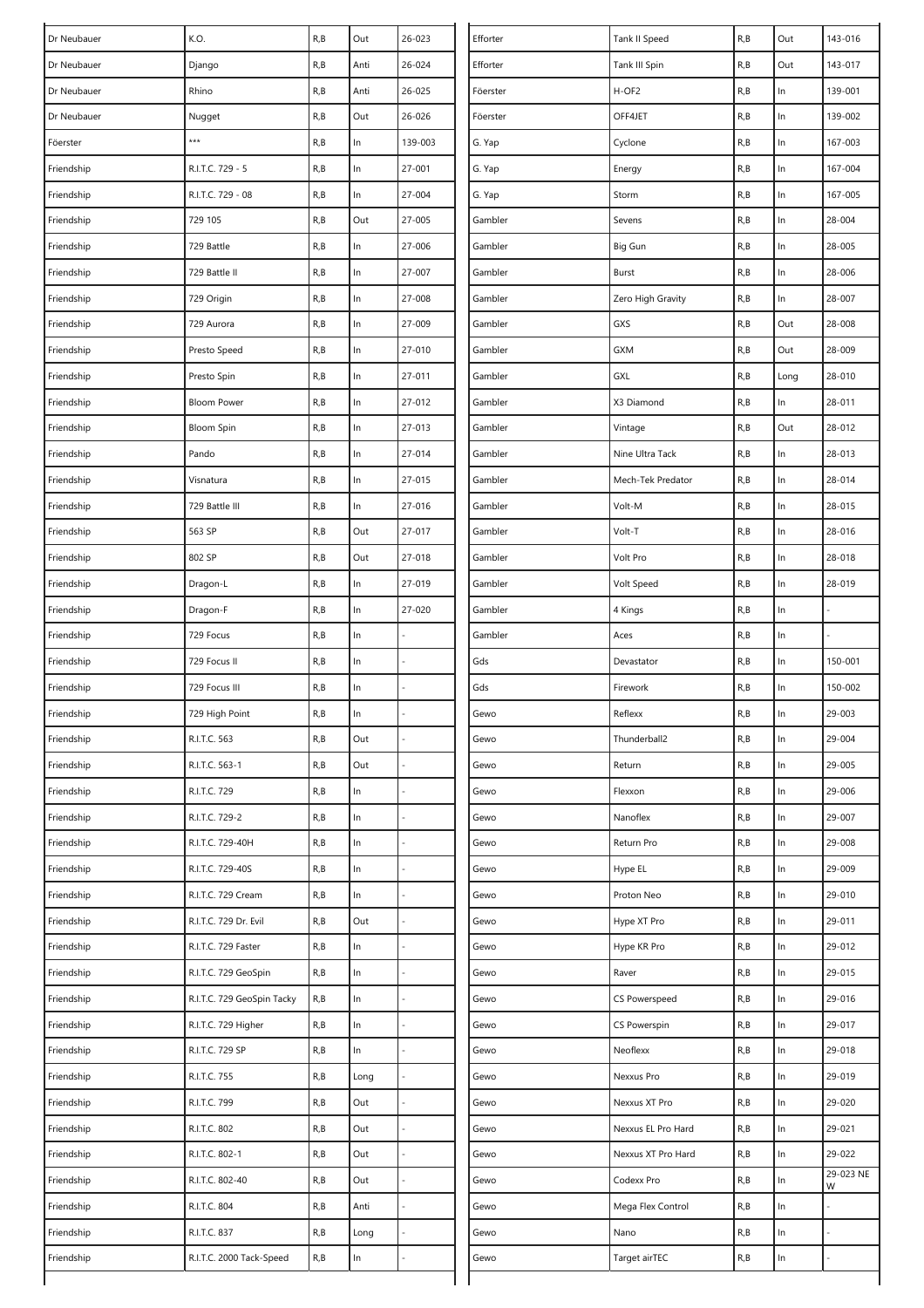| | | | | |
|---|---|---|---|---|
| Dr Neubauer | K.O. | R,B | Out | 26-023 |
| Dr Neubauer | Django | R,B | Anti | 26-024 |
| Dr Neubauer | Rhino | R,B | Anti | 26-025 |
| Dr Neubauer | Nugget | R,B | Out | 26-026 |
| Föerster | *** | R,B | In | 139-003 |
| Friendship | R.I.T.C. 729 - 5 | R,B | In | 27-001 |
| Friendship | R.I.T.C. 729 - 08 | R,B | In | 27-004 |
| Friendship | 729 105 | R,B | Out | 27-005 |
| Friendship | 729 Battle | R,B | In | 27-006 |
| Friendship | 729 Battle II | R,B | In | 27-007 |
| Friendship | 729 Origin | R,B | In | 27-008 |
| Friendship | 729 Aurora | R,B | In | 27-009 |
| Friendship | Presto Speed | R,B | In | 27-010 |
| Friendship | Presto Spin | R,B | In | 27-011 |
| Friendship | Bloom Power | R,B | In | 27-012 |
| Friendship | Bloom Spin | R,B | In | 27-013 |
| Friendship | Pando | R,B | In | 27-014 |
| Friendship | Visnatura | R,B | In | 27-015 |
| Friendship | 729 Battle III | R,B | In | 27-016 |
| Friendship | 563 SP | R,B | Out | 27-017 |
| Friendship | 802 SP | R,B | Out | 27-018 |
| Friendship | Dragon-L | R,B | In | 27-019 |
| Friendship | Dragon-F | R,B | In | 27-020 |
| Friendship | 729 Focus | R,B | In | - |
| Friendship | 729 Focus II | R,B | In | - |
| Friendship | 729 Focus III | R,B | In | - |
| Friendship | 729 High Point | R,B | In | - |
| Friendship | R.I.T.C. 563 | R,B | Out | - |
| Friendship | R.I.T.C. 563-1 | R,B | Out | - |
| Friendship | R.I.T.C. 729 | R,B | In | - |
| Friendship | R.I.T.C. 729-2 | R,B | In | - |
| Friendship | R.I.T.C. 729-40H | R,B | In | - |
| Friendship | R.I.T.C. 729-40S | R,B | In | - |
| Friendship | R.I.T.C. 729 Cream | R,B | In | - |
| Friendship | R.I.T.C. 729 Dr. Evil | R,B | Out | - |
| Friendship | R.I.T.C. 729 Faster | R,B | In | - |
| Friendship | R.I.T.C. 729 GeoSpin | R,B | In | - |
| Friendship | R.I.T.C. 729 GeoSpin Tacky | R,B | In | - |
| Friendship | R.I.T.C. 729 Higher | R,B | In | - |
| Friendship | R.I.T.C. 729 SP | R,B | In | - |
| Friendship | R.I.T.C. 755 | R,B | Long | - |
| Friendship | R.I.T.C. 799 | R,B | Out | - |
| Friendship | R.I.T.C. 802 | R,B | Out | - |
| Friendship | R.I.T.C. 802-1 | R,B | Out | - |
| Friendship | R.I.T.C. 802-40 | R,B | Out | - |
| Friendship | R.I.T.C. 804 | R,B | Anti | - |
| Friendship | R.I.T.C. 837 | R,B | Long | - |
| Friendship | R.I.T.C. 2000 Tack-Speed | R,B | In | - |
| Efforter | Tank II Speed | R,B | Out | 143-016 |
| Efforter | Tank III Spin | R,B | Out | 143-017 |
| Föerster | H-OF2 | R,B | In | 139-001 |
| Föerster | OFF4JET | R,B | In | 139-002 |
| G. Yap | Cyclone | R,B | In | 167-003 |
| G. Yap | Energy | R,B | In | 167-004 |
| G. Yap | Storm | R,B | In | 167-005 |
| Gambler | Sevens | R,B | In | 28-004 |
| Gambler | Big Gun | R,B | In | 28-005 |
| Gambler | Burst | R,B | In | 28-006 |
| Gambler | Zero High Gravity | R,B | In | 28-007 |
| Gambler | GXS | R,B | Out | 28-008 |
| Gambler | GXM | R,B | Out | 28-009 |
| Gambler | GXL | R,B | Long | 28-010 |
| Gambler | X3 Diamond | R,B | In | 28-011 |
| Gambler | Vintage | R,B | Out | 28-012 |
| Gambler | Nine Ultra Tack | R,B | In | 28-013 |
| Gambler | Mech-Tek Predator | R,B | In | 28-014 |
| Gambler | Volt-M | R,B | In | 28-015 |
| Gambler | Volt-T | R,B | In | 28-016 |
| Gambler | Volt Pro | R,B | In | 28-018 |
| Gambler | Volt Speed | R,B | In | 28-019 |
| Gambler | 4 Kings | R,B | In | - |
| Gambler | Aces | R,B | In | - |
| Gds | Devastator | R,B | In | 150-001 |
| Gds | Firework | R,B | In | 150-002 |
| Gewo | Reflexx | R,B | In | 29-003 |
| Gewo | Thunderball2 | R,B | In | 29-004 |
| Gewo | Return | R,B | In | 29-005 |
| Gewo | Flexxon | R,B | In | 29-006 |
| Gewo | Nanoflex | R,B | In | 29-007 |
| Gewo | Return Pro | R,B | In | 29-008 |
| Gewo | Hype EL | R,B | In | 29-009 |
| Gewo | Proton Neo | R,B | In | 29-010 |
| Gewo | Hype XT Pro | R,B | In | 29-011 |
| Gewo | Hype KR Pro | R,B | In | 29-012 |
| Gewo | Raver | R,B | In | 29-015 |
| Gewo | CS Powerspeed | R,B | In | 29-016 |
| Gewo | CS Powerspin | R,B | In | 29-017 |
| Gewo | Neoflexx | R,B | In | 29-018 |
| Gewo | Nexxus Pro | R,B | In | 29-019 |
| Gewo | Nexxus XT Pro | R,B | In | 29-020 |
| Gewo | Nexxus EL Pro Hard | R,B | In | 29-021 |
| Gewo | Nexxus XT Pro Hard | R,B | In | 29-022 |
| Gewo | Codexx Pro | R,B | In | 29-023 NEW |
| Gewo | Mega Flex Control | R,B | In | - |
| Gewo | Nano | R,B | In | - |
| Gewo | Target airTEC | R,B | In | - |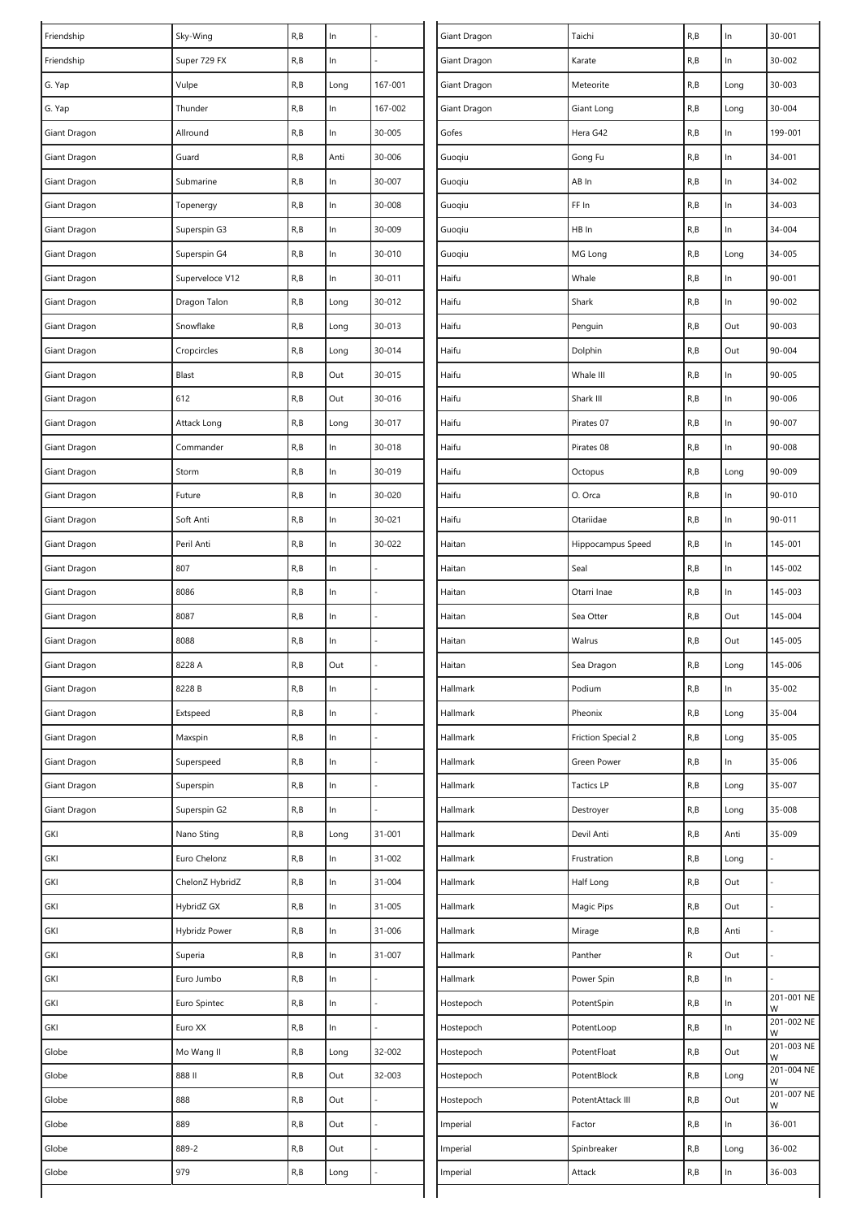| | | | | |
|---|---|---|---|---|
| Friendship | Sky-Wing | R,B | In | - |
| Friendship | Super 729 FX | R,B | In | - |
| G. Yap | Vulpe | R,B | Long | 167-001 |
| G. Yap | Thunder | R,B | In | 167-002 |
| Giant Dragon | Allround | R,B | In | 30-005 |
| Giant Dragon | Guard | R,B | Anti | 30-006 |
| Giant Dragon | Submarine | R,B | In | 30-007 |
| Giant Dragon | Topenergy | R,B | In | 30-008 |
| Giant Dragon | Superspin G3 | R,B | In | 30-009 |
| Giant Dragon | Superspin G4 | R,B | In | 30-010 |
| Giant Dragon | Superveloce V12 | R,B | In | 30-011 |
| Giant Dragon | Dragon Talon | R,B | Long | 30-012 |
| Giant Dragon | Snowflake | R,B | Long | 30-013 |
| Giant Dragon | Cropcircles | R,B | Long | 30-014 |
| Giant Dragon | Blast | R,B | Out | 30-015 |
| Giant Dragon | 612 | R,B | Out | 30-016 |
| Giant Dragon | Attack Long | R,B | Long | 30-017 |
| Giant Dragon | Commander | R,B | In | 30-018 |
| Giant Dragon | Storm | R,B | In | 30-019 |
| Giant Dragon | Future | R,B | In | 30-020 |
| Giant Dragon | Soft Anti | R,B | In | 30-021 |
| Giant Dragon | Peril Anti | R,B | In | 30-022 |
| Giant Dragon | 807 | R,B | In | - |
| Giant Dragon | 8086 | R,B | In | - |
| Giant Dragon | 8087 | R,B | In | - |
| Giant Dragon | 8088 | R,B | In | - |
| Giant Dragon | 8228 A | R,B | Out | - |
| Giant Dragon | 8228 B | R,B | In | - |
| Giant Dragon | Extspeed | R,B | In | - |
| Giant Dragon | Maxspin | R,B | In | - |
| Giant Dragon | Superspeed | R,B | In | - |
| Giant Dragon | Superspin | R,B | In | - |
| Giant Dragon | Superspin G2 | R,B | In | - |
| GKI | Nano Sting | R,B | Long | 31-001 |
| GKI | Euro Chelonz | R,B | In | 31-002 |
| GKI | ChelonZ HybridZ | R,B | In | 31-004 |
| GKI | HybridZ GX | R,B | In | 31-005 |
| GKI | Hybridz Power | R,B | In | 31-006 |
| GKI | Superia | R,B | In | 31-007 |
| GKI | Euro Jumbo | R,B | In | - |
| GKI | Euro Spintec | R,B | In | - |
| GKI | Euro XX | R,B | In | - |
| Globe | Mo Wang II | R,B | Long | 32-002 |
| Globe | 888 II | R,B | Out | 32-003 |
| Globe | 888 | R,B | Out | - |
| Globe | 889 | R,B | Out | - |
| Globe | 889-2 | R,B | Out | - |
| Globe | 979 | R,B | Long | - |
| Giant Dragon | Taichi | R,B | In | 30-001 |
| Giant Dragon | Karate | R,B | In | 30-002 |
| Giant Dragon | Meteorite | R,B | Long | 30-003 |
| Giant Dragon | Giant Long | R,B | Long | 30-004 |
| Gofes | Hera G42 | R,B | In | 199-001 |
| Guoqiu | Gong Fu | R,B | In | 34-001 |
| Guoqiu | AB In | R,B | In | 34-002 |
| Guoqiu | FF In | R,B | In | 34-003 |
| Guoqiu | HB In | R,B | In | 34-004 |
| Guoqiu | MG Long | R,B | Long | 34-005 |
| Haifu | Whale | R,B | In | 90-001 |
| Haifu | Shark | R,B | In | 90-002 |
| Haifu | Penguin | R,B | Out | 90-003 |
| Haifu | Dolphin | R,B | Out | 90-004 |
| Haifu | Whale III | R,B | In | 90-005 |
| Haifu | Shark III | R,B | In | 90-006 |
| Haifu | Pirates 07 | R,B | In | 90-007 |
| Haifu | Pirates 08 | R,B | In | 90-008 |
| Haifu | Octopus | R,B | Long | 90-009 |
| Haifu | O. Orca | R,B | In | 90-010 |
| Haifu | Otariidae | R,B | In | 90-011 |
| Haitan | Hippocampus Speed | R,B | In | 145-001 |
| Haitan | Seal | R,B | In | 145-002 |
| Haitan | Otarri Inae | R,B | In | 145-003 |
| Haitan | Sea Otter | R,B | Out | 145-004 |
| Haitan | Walrus | R,B | Out | 145-005 |
| Haitan | Sea Dragon | R,B | Long | 145-006 |
| Hallmark | Podium | R,B | In | 35-002 |
| Hallmark | Pheonix | R,B | Long | 35-004 |
| Hallmark | Friction Special 2 | R,B | Long | 35-005 |
| Hallmark | Green Power | R,B | In | 35-006 |
| Hallmark | Tactics LP | R,B | Long | 35-007 |
| Hallmark | Destroyer | R,B | Long | 35-008 |
| Hallmark | Devil Anti | R,B | Anti | 35-009 |
| Hallmark | Frustration | R,B | Long | - |
| Hallmark | Half Long | R,B | Out | - |
| Hallmark | Magic Pips | R,B | Out | - |
| Hallmark | Mirage | R,B | Anti | - |
| Hallmark | Panther | R | Out | - |
| Hallmark | Power Spin | R,B | In | - |
| Hostepoch | PotentSpin | R,B | In | 201-001 NEW |
| Hostepoch | PotentLoop | R,B | In | 201-002 NEW |
| Hostepoch | PotentFloat | R,B | Out | 201-003 NEW |
| Hostepoch | PotentBlock | R,B | Long | 201-004 NEW |
| Hostepoch | PotentAttack III | R,B | Out | 201-007 NEW |
| Imperial | Factor | R,B | In | 36-001 |
| Imperial | Spinbreaker | R,B | Long | 36-002 |
| Imperial | Attack | R,B | In | 36-003 |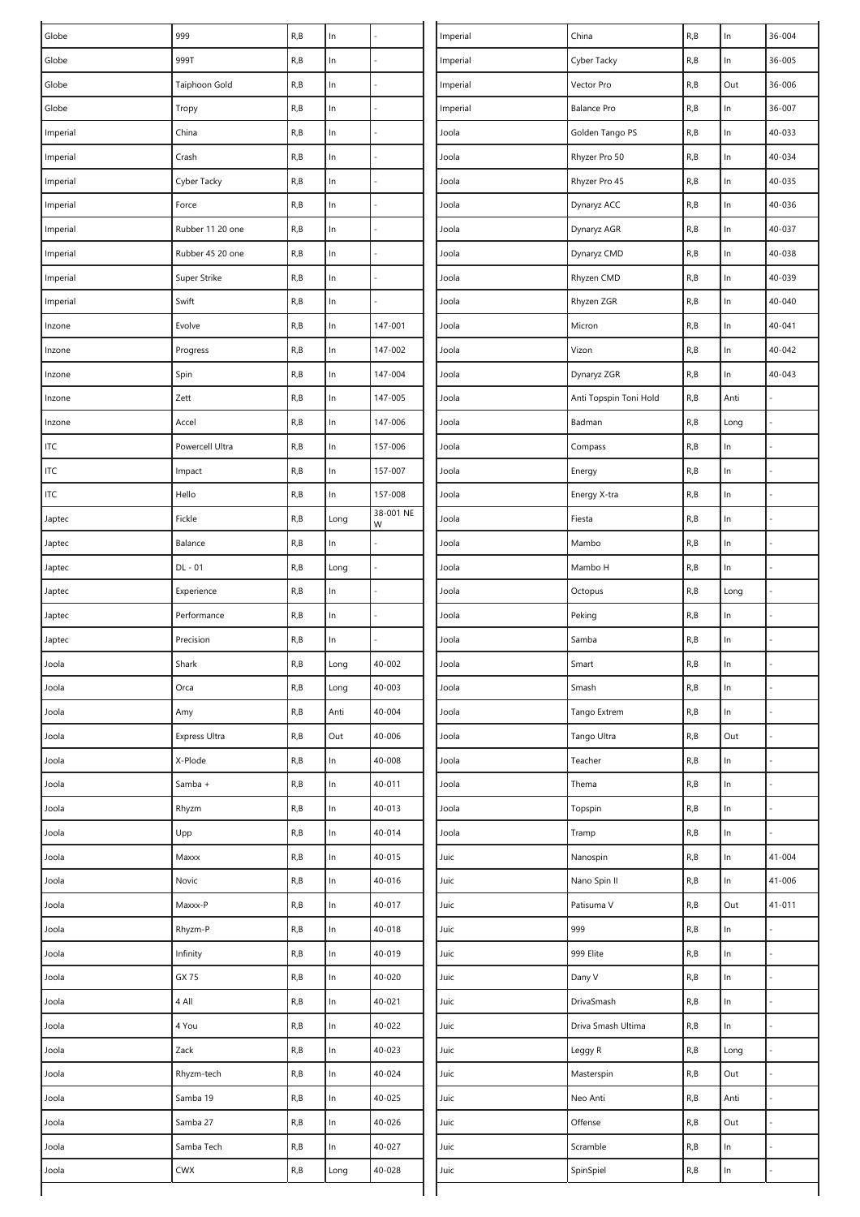| | | | | |
|---|---|---|---|---|
| Globe | 999 | R,B | In | - |
| Globe | 999T | R,B | In | - |
| Globe | Taiphoon Gold | R,B | In | - |
| Globe | Tropy | R,B | In | - |
| Imperial | China | R,B | In | - |
| Imperial | Crash | R,B | In | - |
| Imperial | Cyber Tacky | R,B | In | - |
| Imperial | Force | R,B | In | - |
| Imperial | Rubber 11 20 one | R,B | In | - |
| Imperial | Rubber 45 20 one | R,B | In | - |
| Imperial | Super Strike | R,B | In | - |
| Imperial | Swift | R,B | In | - |
| Inzone | Evolve | R,B | In | 147-001 |
| Inzone | Progress | R,B | In | 147-002 |
| Inzone | Spin | R,B | In | 147-004 |
| Inzone | Zett | R,B | In | 147-005 |
| Inzone | Accel | R,B | In | 147-006 |
| ITC | Powercell Ultra | R,B | In | 157-006 |
| ITC | Impact | R,B | In | 157-007 |
| ITC | Hello | R,B | In | 157-008 |
| Japtec | Fickle | R,B | Long | 38-001 NEW |
| Japtec | Balance | R,B | In | - |
| Japtec | DL - 01 | R,B | Long | - |
| Japtec | Experience | R,B | In | - |
| Japtec | Performance | R,B | In | - |
| Japtec | Precision | R,B | In | - |
| Joola | Shark | R,B | Long | 40-002 |
| Joola | Orca | R,B | Long | 40-003 |
| Joola | Amy | R,B | Anti | 40-004 |
| Joola | Express Ultra | R,B | Out | 40-006 |
| Joola | X-Plode | R,B | In | 40-008 |
| Joola | Samba + | R,B | In | 40-011 |
| Joola | Rhyzm | R,B | In | 40-013 |
| Joola | Upp | R,B | In | 40-014 |
| Joola | Maxxx | R,B | In | 40-015 |
| Joola | Novic | R,B | In | 40-016 |
| Joola | Maxxx-P | R,B | In | 40-017 |
| Joola | Rhyzm-P | R,B | In | 40-018 |
| Joola | Infinity | R,B | In | 40-019 |
| Joola | GX 75 | R,B | In | 40-020 |
| Joola | 4 All | R,B | In | 40-021 |
| Joola | 4 You | R,B | In | 40-022 |
| Joola | Zack | R,B | In | 40-023 |
| Joola | Rhyzm-tech | R,B | In | 40-024 |
| Joola | Samba 19 | R,B | In | 40-025 |
| Joola | Samba 27 | R,B | In | 40-026 |
| Joola | Samba Tech | R,B | In | 40-027 |
| Joola | CWX | R,B | Long | 40-028 |
| Imperial | China | R,B | In | 36-004 |
| Imperial | Cyber Tacky | R,B | In | 36-005 |
| Imperial | Vector Pro | R,B | Out | 36-006 |
| Imperial | Balance Pro | R,B | In | 36-007 |
| Joola | Golden Tango PS | R,B | In | 40-033 |
| Joola | Rhyzer Pro 50 | R,B | In | 40-034 |
| Joola | Rhyzer Pro 45 | R,B | In | 40-035 |
| Joola | Dynaryz ACC | R,B | In | 40-036 |
| Joola | Dynaryz AGR | R,B | In | 40-037 |
| Joola | Dynaryz CMD | R,B | In | 40-038 |
| Joola | Rhyzen CMD | R,B | In | 40-039 |
| Joola | Rhyzen ZGR | R,B | In | 40-040 |
| Joola | Micron | R,B | In | 40-041 |
| Joola | Vizon | R,B | In | 40-042 |
| Joola | Dynaryz ZGR | R,B | In | 40-043 |
| Joola | Anti Topspin Toni Hold | R,B | Anti | - |
| Joola | Badman | R,B | Long | - |
| Joola | Compass | R,B | In | - |
| Joola | Energy | R,B | In | - |
| Joola | Energy X-tra | R,B | In | - |
| Joola | Fiesta | R,B | In | - |
| Joola | Mambo | R,B | In | - |
| Joola | Mambo H | R,B | In | - |
| Joola | Octopus | R,B | Long | - |
| Joola | Peking | R,B | In | - |
| Joola | Samba | R,B | In | - |
| Joola | Smart | R,B | In | - |
| Joola | Smash | R,B | In | - |
| Joola | Tango Extrem | R,B | In | - |
| Joola | Tango Ultra | R,B | Out | - |
| Joola | Teacher | R,B | In | - |
| Joola | Thema | R,B | In | - |
| Joola | Topspin | R,B | In | - |
| Joola | Tramp | R,B | In | - |
| Juic | Nanospin | R,B | In | 41-004 |
| Juic | Nano Spin II | R,B | In | 41-006 |
| Juic | Patisuma V | R,B | Out | 41-011 |
| Juic | 999 | R,B | In | - |
| Juic | 999 Elite | R,B | In | - |
| Juic | Dany V | R,B | In | - |
| Juic | DrivaSmash | R,B | In | - |
| Juic | Driva Smash Ultima | R,B | In | - |
| Juic | Leggy R | R,B | Long | - |
| Juic | Masterspin | R,B | Out | - |
| Juic | Neo Anti | R,B | Anti | - |
| Juic | Offense | R,B | Out | - |
| Juic | Scramble | R,B | In | - |
| Juic | SpinSpiel | R,B | In | - |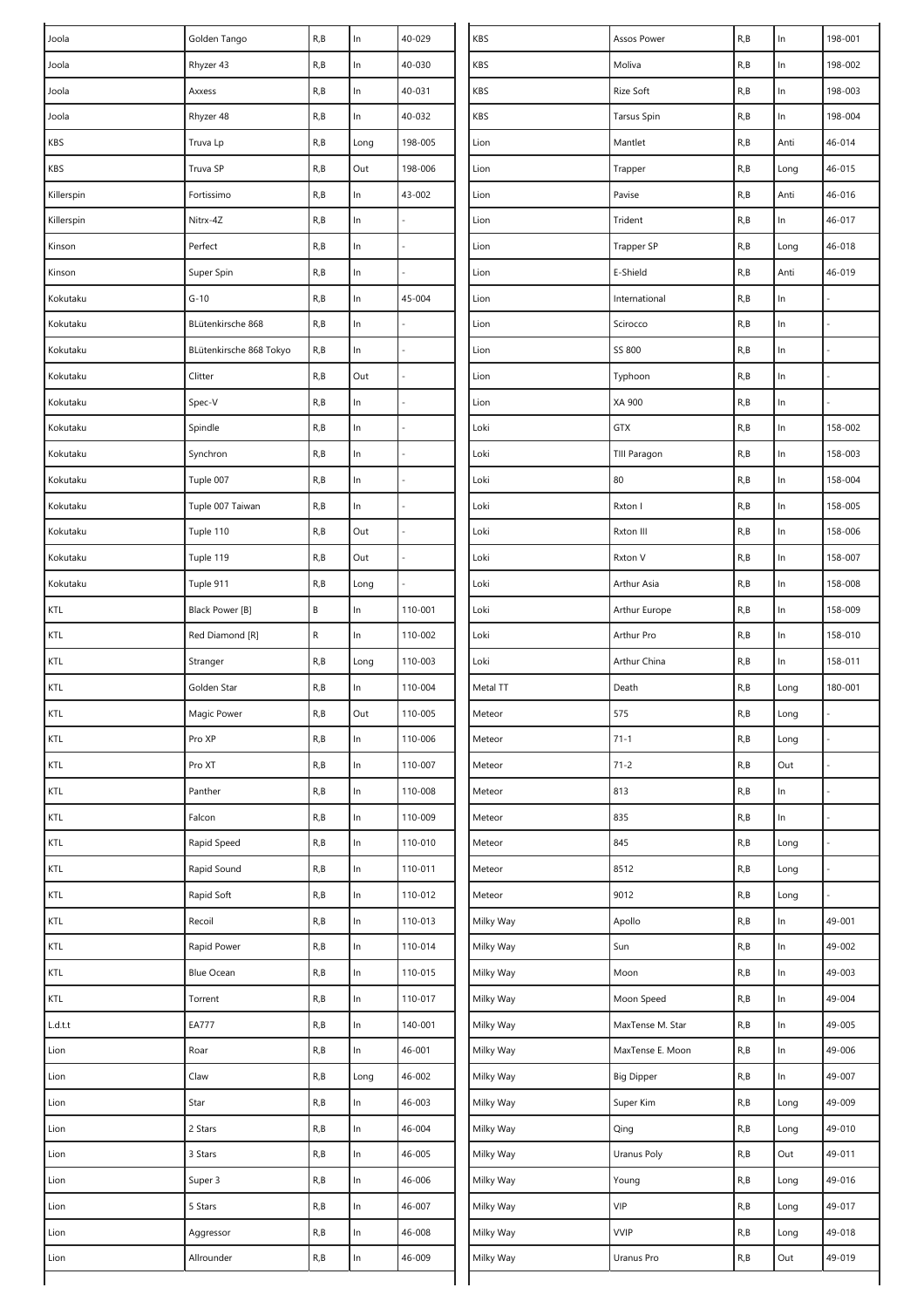| | | | | |
|---|---|---|---|---|
| Joola | Golden Tango | R,B | In | 40-029 |
| Joola | Rhyzer 43 | R,B | In | 40-030 |
| Joola | Axxess | R,B | In | 40-031 |
| Joola | Rhyzer 48 | R,B | In | 40-032 |
| KBS | Truva Lp | R,B | Long | 198-005 |
| KBS | Truva SP | R,B | Out | 198-006 |
| Killerspin | Fortissimo | R,B | In | 43-002 |
| Killerspin | Nitrx-4Z | R,B | In | - |
| Kinson | Perfect | R,B | In | - |
| Kinson | Super Spin | R,B | In | - |
| Kokutaku | G-10 | R,B | In | 45-004 |
| Kokutaku | BLütenkirsche 868 | R,B | In | - |
| Kokutaku | BLütenkirsche 868 Tokyo | R,B | In | - |
| Kokutaku | Clitter | R,B | Out | - |
| Kokutaku | Spec-V | R,B | In | - |
| Kokutaku | Spindle | R,B | In | - |
| Kokutaku | Synchron | R,B | In | - |
| Kokutaku | Tuple 007 | R,B | In | - |
| Kokutaku | Tuple 007 Taiwan | R,B | In | - |
| Kokutaku | Tuple 110 | R,B | Out | - |
| Kokutaku | Tuple 119 | R,B | Out | - |
| Kokutaku | Tuple 911 | R,B | Long | - |
| KTL | Black Power [B] | B | In | 110-001 |
| KTL | Red Diamond [R] | R | In | 110-002 |
| KTL | Stranger | R,B | Long | 110-003 |
| KTL | Golden Star | R,B | In | 110-004 |
| KTL | Magic Power | R,B | Out | 110-005 |
| KTL | Pro XP | R,B | In | 110-006 |
| KTL | Pro XT | R,B | In | 110-007 |
| KTL | Panther | R,B | In | 110-008 |
| KTL | Falcon | R,B | In | 110-009 |
| KTL | Rapid Speed | R,B | In | 110-010 |
| KTL | Rapid Sound | R,B | In | 110-011 |
| KTL | Rapid Soft | R,B | In | 110-012 |
| KTL | Recoil | R,B | In | 110-013 |
| KTL | Rapid Power | R,B | In | 110-014 |
| KTL | Blue Ocean | R,B | In | 110-015 |
| KTL | Torrent | R,B | In | 110-017 |
| L.d.t.t | EA777 | R,B | In | 140-001 |
| Lion | Roar | R,B | In | 46-001 |
| Lion | Claw | R,B | Long | 46-002 |
| Lion | Star | R,B | In | 46-003 |
| Lion | 2 Stars | R,B | In | 46-004 |
| Lion | 3 Stars | R,B | In | 46-005 |
| Lion | Super 3 | R,B | In | 46-006 |
| Lion | 5 Stars | R,B | In | 46-007 |
| Lion | Aggressor | R,B | In | 46-008 |
| Lion | Allrounder | R,B | In | 46-009 |
| KBS | Assos Power | R,B | In | 198-001 |
| KBS | Moliva | R,B | In | 198-002 |
| KBS | Rize Soft | R,B | In | 198-003 |
| KBS | Tarsus Spin | R,B | In | 198-004 |
| Lion | Mantlet | R,B | Anti | 46-014 |
| Lion | Trapper | R,B | Long | 46-015 |
| Lion | Pavise | R,B | Anti | 46-016 |
| Lion | Trident | R,B | In | 46-017 |
| Lion | Trapper SP | R,B | Long | 46-018 |
| Lion | E-Shield | R,B | Anti | 46-019 |
| Lion | International | R,B | In | - |
| Lion | Scirocco | R,B | In | - |
| Lion | SS 800 | R,B | In | - |
| Lion | Typhoon | R,B | In | - |
| Lion | XA 900 | R,B | In | - |
| Loki | GTX | R,B | In | 158-002 |
| Loki | TIII Paragon | R,B | In | 158-003 |
| Loki | 80 | R,B | In | 158-004 |
| Loki | Rxton I | R,B | In | 158-005 |
| Loki | Rxton III | R,B | In | 158-006 |
| Loki | Rxton V | R,B | In | 158-007 |
| Loki | Arthur Asia | R,B | In | 158-008 |
| Loki | Arthur Europe | R,B | In | 158-009 |
| Loki | Arthur Pro | R,B | In | 158-010 |
| Loki | Arthur China | R,B | In | 158-011 |
| Metal TT | Death | R,B | Long | 180-001 |
| Meteor | 575 | R,B | Long | - |
| Meteor | 71-1 | R,B | Long | - |
| Meteor | 71-2 | R,B | Out | - |
| Meteor | 813 | R,B | In | - |
| Meteor | 835 | R,B | In | - |
| Meteor | 845 | R,B | Long | - |
| Meteor | 8512 | R,B | Long | - |
| Meteor | 9012 | R,B | Long | - |
| Milky Way | Apollo | R,B | In | 49-001 |
| Milky Way | Sun | R,B | In | 49-002 |
| Milky Way | Moon | R,B | In | 49-003 |
| Milky Way | Moon Speed | R,B | In | 49-004 |
| Milky Way | MaxTense M. Star | R,B | In | 49-005 |
| Milky Way | MaxTense E. Moon | R,B | In | 49-006 |
| Milky Way | Big Dipper | R,B | In | 49-007 |
| Milky Way | Super Kim | R,B | Long | 49-009 |
| Milky Way | Qing | R,B | Long | 49-010 |
| Milky Way | Uranus Poly | R,B | Out | 49-011 |
| Milky Way | Young | R,B | Long | 49-016 |
| Milky Way | VIP | R,B | Long | 49-017 |
| Milky Way | VVIP | R,B | Long | 49-018 |
| Milky Way | Uranus Pro | R,B | Out | 49-019 |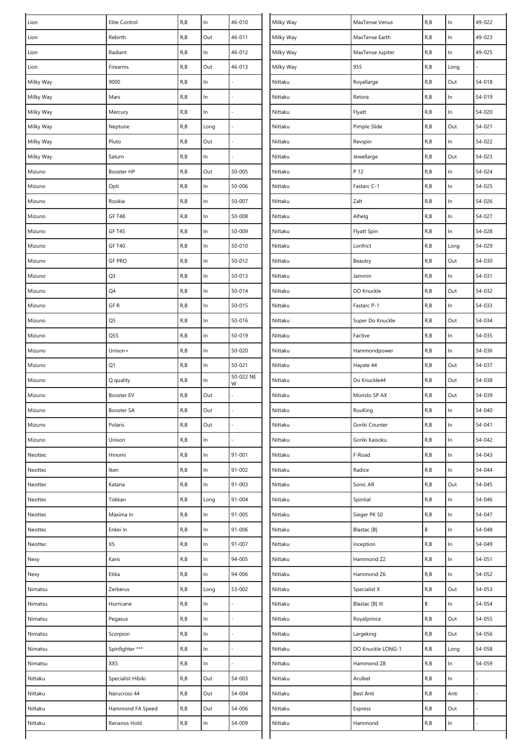| | | | | |
|---|---|---|---|---|
| Lion | Elite Control | R,B | In | 46-010 |
| Lion | Rebirth | R,B | Out | 46-011 |
| Lion | Radiant | R,B | In | 46-012 |
| Lion | Firearms | R,B | Out | 46-013 |
| Milky Way | 9000 | R,B | In | - |
| Milky Way | Mars | R,B | In | - |
| Milky Way | Mercury | R,B | In | - |
| Milky Way | Neptune | R,B | Long | - |
| Milky Way | Pluto | R,B | Out | - |
| Milky Way | Saturn | R,B | In | - |
| Mizuno | Booster HP | R,B | Out | 50-005 |
| Mizuno | Opti | R,B | In | 50-006 |
| Mizuno | Rookie | R,B | In | 50-007 |
| Mizuno | GF T48 | R,B | In | 50-008 |
| Mizuno | GF T45 | R,B | In | 50-009 |
| Mizuno | GF T40 | R,B | In | 50-010 |
| Mizuno | GF PRO | R,B | In | 50-012 |
| Mizuno | Q3 | R,B | In | 50-013 |
| Mizuno | Q4 | R,B | In | 50-014 |
| Mizuno | GF R | R,B | In | 50-015 |
| Mizuno | Q5 | R,B | In | 50-016 |
| Mizuno | Q5S | R,B | In | 50-019 |
| Mizuno | Unison+ | R,B | In | 50-020 |
| Mizuno | Q1 | R,B | In | 50-021 |
| Mizuno | Q quality | R,B | In | 50-022 NEW |
| Mizuno | Booster EV | R,B | Out | - |
| Mizuno | Booster SA | R,B | Out | - |
| Mizuno | Polaris | R,B | Out | - |
| Mizuno | Unison | R,B | In | - |
| Neottec | Hinomi | R,B | In | 91-001 |
| Neottec | Iken | R,B | In | 91-002 |
| Neottec | Katana | R,B | In | 91-003 |
| Neottec | Tokkan | R,B | Long | 91-004 |
| Neottec | Maxima In | R,B | In | 91-005 |
| Neottec | Enkei In | R,B | In | 91-006 |
| Neottec | X5 | R,B | In | 91-007 |
| Nexy | Karis | R,B | In | 94-005 |
| Nexy | Etika | R,B | In | 94-006 |
| Nimatsu | Zerberus | R,B | Long | 53-002 |
| Nimatsu | Hurricane | R,B | In | - |
| Nimatsu | Pegasus | R,B | In | - |
| Nimatsu | Scorpion | R,B | In | - |
| Nimatsu | Spinfighter *** | R,B | In | - |
| Nimatsu | XX5 | R,B | In | - |
| Nittaku | Specialist Hibiki | R,B | Out | 54-003 |
| Nittaku | Narucross 44 | R,B | Out | 54-004 |
| Nittaku | Hammond FA Speed | R,B | Out | 54-006 |
| Nittaku | Renanos Hold | R,B | In | 54-009 |
| Milky Way | MaxTense Venus | R,B | In | 49-022 |
| Milky Way | MaxTense Earth | R,B | In | 49-023 |
| Milky Way | MaxTense Jupiter | R,B | In | 49-025 |
| Milky Way | 955 | R,B | Long | - |
| Nittaku | Royallarge | R,B | Out | 54-018 |
| Nittaku | Retora | R,B | In | 54-019 |
| Nittaku | Flyatt | R,B | In | 54-020 |
| Nittaku | Pimple Slide | R,B | Out | 54-021 |
| Nittaku | Revspin | R,B | In | 54-022 |
| Nittaku | Jewellarge | R,B | Out | 54-023 |
| Nittaku | P 12 | R,B | In | 54-024 |
| Nittaku | Fastarc C-1 | R,B | In | 54-025 |
| Nittaku | Zalt | R,B | In | 54-026 |
| Nittaku | Alhelg | R,B | In | 54-027 |
| Nittaku | Flyatt Spin | R,B | In | 54-028 |
| Nittaku | Lonfrict | R,B | Long | 54-029 |
| Nittaku | Beautry | R,B | Out | 54-030 |
| Nittaku | Jammin | R,B | In | 54-031 |
| Nittaku | DO Knuckle | R,B | Out | 54-032 |
| Nittaku | Fastarc P-1 | R,B | In | 54-033 |
| Nittaku | Super Do Knuckle | R,B | Out | 54-034 |
| Nittaku | Factive | R,B | In | 54-035 |
| Nittaku | Hammondpower | R,B | In | 54-036 |
| Nittaku | Hayate 44 | R,B | Out | 54-037 |
| Nittaku | Do Knuckle44 | R,B | Out | 54-038 |
| Nittaku | Moristo SP AX | R,B | Out | 54-039 |
| Nittaku | RuuKing | R,B | In | 54-040 |
| Nittaku | Goriki Counter | R,B | In | 54-041 |
| Nittaku | Goriki Kaisoku | R,B | In | 54-042 |
| Nittaku | F-Road | R,B | In | 54-043 |
| Nittaku | Radice | R,B | In | 54-044 |
| Nittaku | Sonic AR | R,B | Out | 54-045 |
| Nittaku | Spintial | R,B | In | 54-046 |
| Nittaku | Sieger PK 50 | R,B | In | 54-047 |
| Nittaku | Blastac [B] | B | In | 54-048 |
| Nittaku | Inception | R,B | In | 54-049 |
| Nittaku | Hammond Z2 | R,B | In | 54-051 |
| Nittaku | Hammond Z6 | R,B | In | 54-052 |
| Nittaku | Specialist X | R,B | Out | 54-053 |
| Nittaku | Blastac [B] III | B | In | 54-054 |
| Nittaku | Royalprince | R,B | Out | 54-055 |
| Nittaku | Largeking | R,B | Out | 54-056 |
| Nittaku | DO Knuckle LONG-1 | R,B | Long | 54-058 |
| Nittaku | Hammond Z8 | R,B | In | 54-059 |
| Nittaku | Arufeel | R,B | In | - |
| Nittaku | Best Anti | R,B | Anti | - |
| Nittaku | Express | R,B | Out | - |
| Nittaku | Hammond | R,B | In | - |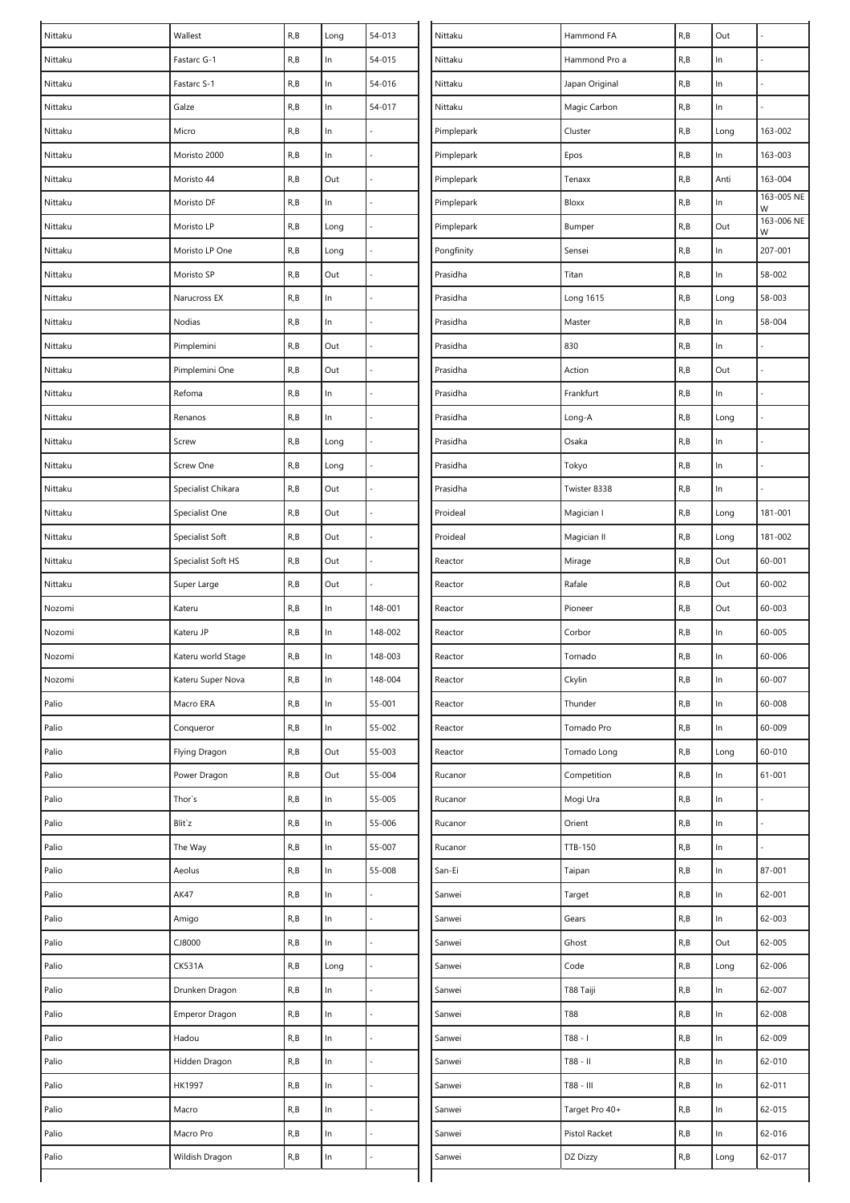| | | | | |
|---|---|---|---|---|
| Nittaku | Wallest | R,B | Long | 54-013 |
| Nittaku | Fastarc G-1 | R,B | In | 54-015 |
| Nittaku | Fastarc S-1 | R,B | In | 54-016 |
| Nittaku | Galze | R,B | In | 54-017 |
| Nittaku | Micro | R,B | In | - |
| Nittaku | Moristo 2000 | R,B | In | - |
| Nittaku | Moristo 44 | R,B | Out | - |
| Nittaku | Moristo DF | R,B | In | - |
| Nittaku | Moristo LP | R,B | Long | - |
| Nittaku | Moristo LP One | R,B | Long | - |
| Nittaku | Moristo SP | R,B | Out | - |
| Nittaku | Narucross EX | R,B | In | - |
| Nittaku | Nodias | R,B | In | - |
| Nittaku | Pimplemini | R,B | Out | - |
| Nittaku | Pimplemini One | R,B | Out | - |
| Nittaku | Refoma | R,B | In | - |
| Nittaku | Renanos | R,B | In | - |
| Nittaku | Screw | R,B | Long | - |
| Nittaku | Screw One | R,B | Long | - |
| Nittaku | Specialist Chikara | R,B | Out | - |
| Nittaku | Specialist One | R,B | Out | - |
| Nittaku | Specialist Soft | R,B | Out | - |
| Nittaku | Specialist Soft HS | R,B | Out | - |
| Nittaku | Super Large | R,B | Out | - |
| Nozomi | Kateru | R,B | In | 148-001 |
| Nozomi | Kateru JP | R,B | In | 148-002 |
| Nozomi | Kateru world Stage | R,B | In | 148-003 |
| Nozomi | Kateru Super Nova | R,B | In | 148-004 |
| Palio | Macro ERA | R,B | In | 55-001 |
| Palio | Conqueror | R,B | In | 55-002 |
| Palio | Flying Dragon | R,B | Out | 55-003 |
| Palio | Power Dragon | R,B | Out | 55-004 |
| Palio | Thor`s | R,B | In | 55-005 |
| Palio | Blit`z | R,B | In | 55-006 |
| Palio | The Way | R,B | In | 55-007 |
| Palio | Aeolus | R,B | In | 55-008 |
| Palio | AK47 | R,B | In | - |
| Palio | Amigo | R,B | In | - |
| Palio | CJ8000 | R,B | In | - |
| Palio | CK531A | R,B | Long | - |
| Palio | Drunken Dragon | R,B | In | - |
| Palio | Emperor Dragon | R,B | In | - |
| Palio | Hadou | R,B | In | - |
| Palio | Hidden Dragon | R,B | In | - |
| Palio | HK1997 | R,B | In | - |
| Palio | Macro | R,B | In | - |
| Palio | Macro Pro | R,B | In | - |
| Palio | Wildish Dragon | R,B | In | - |
| Nittaku | Hammond FA | R,B | Out | - |
| Nittaku | Hammond Pro a | R,B | In | - |
| Nittaku | Japan Original | R,B | In | - |
| Nittaku | Magic Carbon | R,B | In | - |
| Pimplepark | Cluster | R,B | Long | 163-002 |
| Pimplepark | Epos | R,B | In | 163-003 |
| Pimplepark | Tenaxx | R,B | Anti | 163-004 |
| Pimplepark | Bloxx | R,B | In | 163-005 NEW |
| Pimplepark | Bumper | R,B | Out | 163-006 NEW |
| Pongfinity | Sensei | R,B | In | 207-001 |
| Prasidha | Titan | R,B | In | 58-002 |
| Prasidha | Long 1615 | R,B | Long | 58-003 |
| Prasidha | Master | R,B | In | 58-004 |
| Prasidha | 830 | R,B | In | - |
| Prasidha | Action | R,B | Out | - |
| Prasidha | Frankfurt | R,B | In | - |
| Prasidha | Long-A | R,B | Long | - |
| Prasidha | Osaka | R,B | In | - |
| Prasidha | Tokyo | R,B | In | - |
| Prasidha | Twister 8338 | R,B | In | - |
| Proideal | Magician I | R,B | Long | 181-001 |
| Proideal | Magician II | R,B | Long | 181-002 |
| Reactor | Mirage | R,B | Out | 60-001 |
| Reactor | Rafale | R,B | Out | 60-002 |
| Reactor | Pioneer | R,B | Out | 60-003 |
| Reactor | Corbor | R,B | In | 60-005 |
| Reactor | Tornado | R,B | In | 60-006 |
| Reactor | Ckylin | R,B | In | 60-007 |
| Reactor | Thunder | R,B | In | 60-008 |
| Reactor | Tornado Pro | R,B | In | 60-009 |
| Reactor | Tornado Long | R,B | Long | 60-010 |
| Rucanor | Competition | R,B | In | 61-001 |
| Rucanor | Mogi Ura | R,B | In | - |
| Rucanor | Orient | R,B | In | - |
| Rucanor | TTB-150 | R,B | In | - |
| San-Ei | Taipan | R,B | In | 87-001 |
| Sanwei | Target | R,B | In | 62-001 |
| Sanwei | Gears | R,B | In | 62-003 |
| Sanwei | Ghost | R,B | Out | 62-005 |
| Sanwei | Code | R,B | Long | 62-006 |
| Sanwei | T88 Taiji | R,B | In | 62-007 |
| Sanwei | T88 | R,B | In | 62-008 |
| Sanwei | T88 - I | R,B | In | 62-009 |
| Sanwei | T88 - II | R,B | In | 62-010 |
| Sanwei | T88 - III | R,B | In | 62-011 |
| Sanwei | Target Pro 40+ | R,B | In | 62-015 |
| Sanwei | Pistol Racket | R,B | In | 62-016 |
| Sanwei | DZ Dizzy | R,B | Long | 62-017 |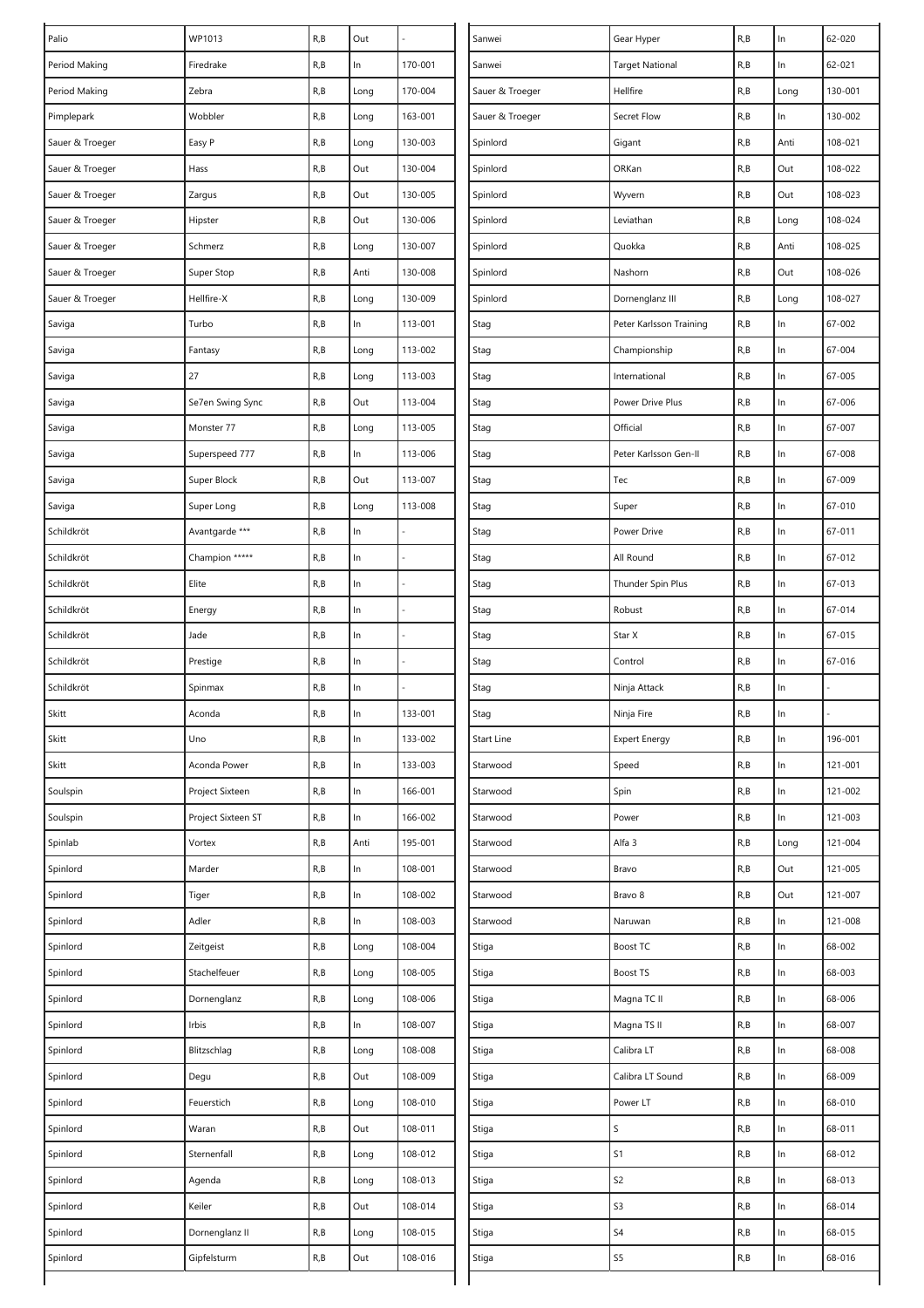| | | | | |
|---|---|---|---|---|
| Palio | WP1013 | R,B | Out | - |
| Period Making | Firedrake | R,B | In | 170-001 |
| Period Making | Zebra | R,B | Long | 170-004 |
| Pimplepark | Wobbler | R,B | Long | 163-001 |
| Sauer & Troeger | Easy P | R,B | Long | 130-003 |
| Sauer & Troeger | Hass | R,B | Out | 130-004 |
| Sauer & Troeger | Zargus | R,B | Out | 130-005 |
| Sauer & Troeger | Hipster | R,B | Out | 130-006 |
| Sauer & Troeger | Schmerz | R,B | Long | 130-007 |
| Sauer & Troeger | Super Stop | R,B | Anti | 130-008 |
| Sauer & Troeger | Hellfire-X | R,B | Long | 130-009 |
| Saviga | Turbo | R,B | In | 113-001 |
| Saviga | Fantasy | R,B | Long | 113-002 |
| Saviga | 27 | R,B | Long | 113-003 |
| Saviga | Se7en Swing Sync | R,B | Out | 113-004 |
| Saviga | Monster 77 | R,B | Long | 113-005 |
| Saviga | Superspeed 777 | R,B | In | 113-006 |
| Saviga | Super Block | R,B | Out | 113-007 |
| Saviga | Super Long | R,B | Long | 113-008 |
| Schildkröt | Avantgarde *** | R,B | In | - |
| Schildkröt | Champion ***** | R,B | In | - |
| Schildkröt | Elite | R,B | In | - |
| Schildkröt | Energy | R,B | In | - |
| Schildkröt | Jade | R,B | In | - |
| Schildkröt | Prestige | R,B | In | - |
| Schildkröt | Spinmax | R,B | In | - |
| Skitt | Aconda | R,B | In | 133-001 |
| Skitt | Uno | R,B | In | 133-002 |
| Skitt | Aconda Power | R,B | In | 133-003 |
| Soulspin | Project Sixteen | R,B | In | 166-001 |
| Soulspin | Project Sixteen ST | R,B | In | 166-002 |
| Spinlab | Vortex | R,B | Anti | 195-001 |
| Spinlord | Marder | R,B | In | 108-001 |
| Spinlord | Tiger | R,B | In | 108-002 |
| Spinlord | Adler | R,B | In | 108-003 |
| Spinlord | Zeitgeist | R,B | Long | 108-004 |
| Spinlord | Stachelfeuer | R,B | Long | 108-005 |
| Spinlord | Dornenglanz | R,B | Long | 108-006 |
| Spinlord | Irbis | R,B | In | 108-007 |
| Spinlord | Blitzschlag | R,B | Long | 108-008 |
| Spinlord | Degu | R,B | Out | 108-009 |
| Spinlord | Feuerstich | R,B | Long | 108-010 |
| Spinlord | Waran | R,B | Out | 108-011 |
| Spinlord | Sternenfall | R,B | Long | 108-012 |
| Spinlord | Agenda | R,B | Long | 108-013 |
| Spinlord | Keiler | R,B | Out | 108-014 |
| Spinlord | Dornenglanz II | R,B | Long | 108-015 |
| Spinlord | Gipfelsturm | R,B | Out | 108-016 |
| Sanwei | Gear Hyper | R,B | In | 62-020 |
| Sanwei | Target National | R,B | In | 62-021 |
| Sauer & Troeger | Hellfire | R,B | Long | 130-001 |
| Sauer & Troeger | Secret Flow | R,B | In | 130-002 |
| Spinlord | Gigant | R,B | Anti | 108-021 |
| Spinlord | ORKan | R,B | Out | 108-022 |
| Spinlord | Wyvern | R,B | Out | 108-023 |
| Spinlord | Leviathan | R,B | Long | 108-024 |
| Spinlord | Quokka | R,B | Anti | 108-025 |
| Spinlord | Nashorn | R,B | Out | 108-026 |
| Spinlord | Dornenglanz III | R,B | Long | 108-027 |
| Stag | Peter Karlsson Training | R,B | In | 67-002 |
| Stag | Championship | R,B | In | 67-004 |
| Stag | International | R,B | In | 67-005 |
| Stag | Power Drive Plus | R,B | In | 67-006 |
| Stag | Official | R,B | In | 67-007 |
| Stag | Peter Karlsson Gen-II | R,B | In | 67-008 |
| Stag | Tec | R,B | In | 67-009 |
| Stag | Super | R,B | In | 67-010 |
| Stag | Power Drive | R,B | In | 67-011 |
| Stag | All Round | R,B | In | 67-012 |
| Stag | Thunder Spin Plus | R,B | In | 67-013 |
| Stag | Robust | R,B | In | 67-014 |
| Stag | Star X | R,B | In | 67-015 |
| Stag | Control | R,B | In | 67-016 |
| Stag | Ninja Attack | R,B | In | - |
| Stag | Ninja Fire | R,B | In | - |
| Start Line | Expert Energy | R,B | In | 196-001 |
| Starwood | Speed | R,B | In | 121-001 |
| Starwood | Spin | R,B | In | 121-002 |
| Starwood | Power | R,B | In | 121-003 |
| Starwood | Alfa 3 | R,B | Long | 121-004 |
| Starwood | Bravo | R,B | Out | 121-005 |
| Starwood | Bravo 8 | R,B | Out | 121-007 |
| Starwood | Naruwan | R,B | In | 121-008 |
| Stiga | Boost TC | R,B | In | 68-002 |
| Stiga | Boost TS | R,B | In | 68-003 |
| Stiga | Magna TC II | R,B | In | 68-006 |
| Stiga | Magna TS II | R,B | In | 68-007 |
| Stiga | Calibra LT | R,B | In | 68-008 |
| Stiga | Calibra LT Sound | R,B | In | 68-009 |
| Stiga | Power LT | R,B | In | 68-010 |
| Stiga | S | R,B | In | 68-011 |
| Stiga | S1 | R,B | In | 68-012 |
| Stiga | S2 | R,B | In | 68-013 |
| Stiga | S3 | R,B | In | 68-014 |
| Stiga | S4 | R,B | In | 68-015 |
| Stiga | S5 | R,B | In | 68-016 |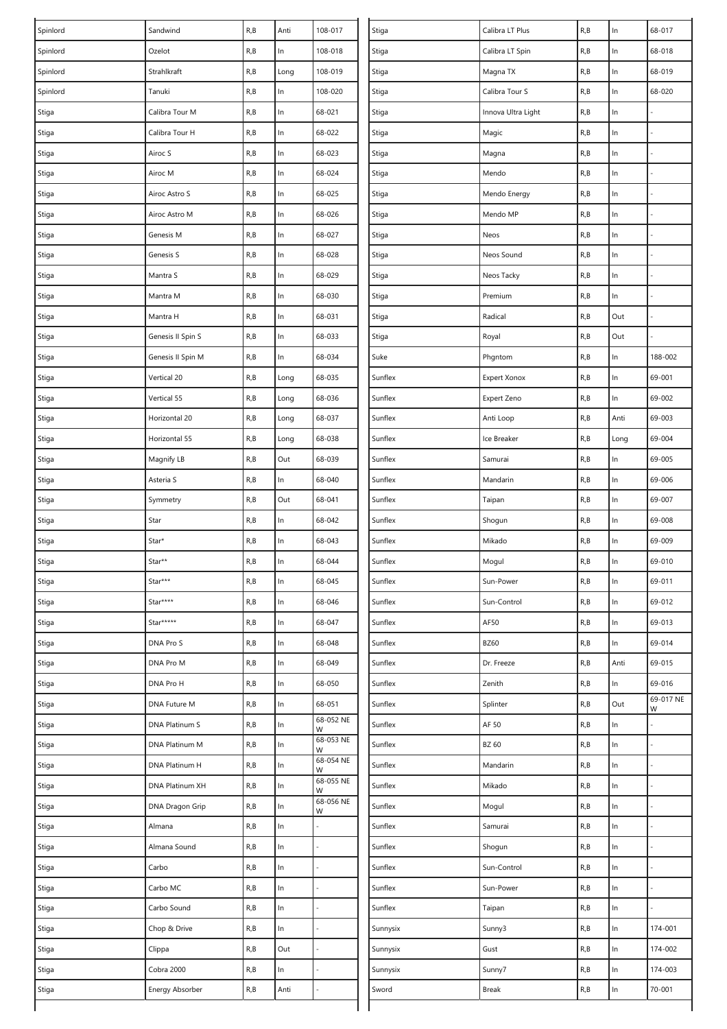| | | | | |
|---|---|---|---|---|
| Spinlord | Sandwind | R,B | Anti | 108-017 |
| Spinlord | Ozelot | R,B | In | 108-018 |
| Spinlord | Strahlkraft | R,B | Long | 108-019 |
| Spinlord | Tanuki | R,B | In | 108-020 |
| Stiga | Calibra Tour M | R,B | In | 68-021 |
| Stiga | Calibra Tour H | R,B | In | 68-022 |
| Stiga | Airoc S | R,B | In | 68-023 |
| Stiga | Airoc M | R,B | In | 68-024 |
| Stiga | Airoc Astro S | R,B | In | 68-025 |
| Stiga | Airoc Astro M | R,B | In | 68-026 |
| Stiga | Genesis M | R,B | In | 68-027 |
| Stiga | Genesis S | R,B | In | 68-028 |
| Stiga | Mantra S | R,B | In | 68-029 |
| Stiga | Mantra M | R,B | In | 68-030 |
| Stiga | Mantra H | R,B | In | 68-031 |
| Stiga | Genesis II Spin S | R,B | In | 68-033 |
| Stiga | Genesis II Spin M | R,B | In | 68-034 |
| Stiga | Vertical 20 | R,B | Long | 68-035 |
| Stiga | Vertical 55 | R,B | Long | 68-036 |
| Stiga | Horizontal 20 | R,B | Long | 68-037 |
| Stiga | Horizontal 55 | R,B | Long | 68-038 |
| Stiga | Magnify LB | R,B | Out | 68-039 |
| Stiga | Asteria S | R,B | In | 68-040 |
| Stiga | Symmetry | R,B | Out | 68-041 |
| Stiga | Star | R,B | In | 68-042 |
| Stiga | Star* | R,B | In | 68-043 |
| Stiga | Star** | R,B | In | 68-044 |
| Stiga | Star*** | R,B | In | 68-045 |
| Stiga | Star**** | R,B | In | 68-046 |
| Stiga | Star***** | R,B | In | 68-047 |
| Stiga | DNA Pro S | R,B | In | 68-048 |
| Stiga | DNA Pro M | R,B | In | 68-049 |
| Stiga | DNA Pro H | R,B | In | 68-050 |
| Stiga | DNA Future M | R,B | In | 68-051 |
| Stiga | DNA Platinum S | R,B | In | 68-052 NEW |
| Stiga | DNA Platinum M | R,B | In | 68-053 NEW |
| Stiga | DNA Platinum H | R,B | In | 68-054 NEW |
| Stiga | DNA Platinum XH | R,B | In | 68-055 NEW |
| Stiga | DNA Dragon Grip | R,B | In | 68-056 NEW |
| Stiga | Almana | R,B | In | - |
| Stiga | Almana Sound | R,B | In | - |
| Stiga | Carbo | R,B | In | - |
| Stiga | Carbo MC | R,B | In | - |
| Stiga | Carbo Sound | R,B | In | - |
| Stiga | Chop & Drive | R,B | In | - |
| Stiga | Clippa | R,B | Out | - |
| Stiga | Cobra 2000 | R,B | In | - |
| Stiga | Energy Absorber | R,B | Anti | - |
| Stiga | Calibra LT Plus | R,B | In | 68-017 |
| Stiga | Calibra LT Spin | R,B | In | 68-018 |
| Stiga | Magna TX | R,B | In | 68-019 |
| Stiga | Calibra Tour S | R,B | In | 68-020 |
| Stiga | Innova Ultra Light | R,B | In | - |
| Stiga | Magic | R,B | In | - |
| Stiga | Magna | R,B | In | - |
| Stiga | Mendo | R,B | In | - |
| Stiga | Mendo Energy | R,B | In | - |
| Stiga | Mendo MP | R,B | In | - |
| Stiga | Neos | R,B | In | - |
| Stiga | Neos Sound | R,B | In | - |
| Stiga | Neos Tacky | R,B | In | - |
| Stiga | Premium | R,B | In | - |
| Stiga | Radical | R,B | Out | - |
| Stiga | Royal | R,B | Out | - |
| Suke | Phgntom | R,B | In | 188-002 |
| Sunflex | Expert Xonox | R,B | In | 69-001 |
| Sunflex | Expert Zeno | R,B | In | 69-002 |
| Sunflex | Anti Loop | R,B | Anti | 69-003 |
| Sunflex | Ice Breaker | R,B | Long | 69-004 |
| Sunflex | Samurai | R,B | In | 69-005 |
| Sunflex | Mandarin | R,B | In | 69-006 |
| Sunflex | Taipan | R,B | In | 69-007 |
| Sunflex | Shogun | R,B | In | 69-008 |
| Sunflex | Mikado | R,B | In | 69-009 |
| Sunflex | Mogul | R,B | In | 69-010 |
| Sunflex | Sun-Power | R,B | In | 69-011 |
| Sunflex | Sun-Control | R,B | In | 69-012 |
| Sunflex | AF50 | R,B | In | 69-013 |
| Sunflex | BZ60 | R,B | In | 69-014 |
| Sunflex | Dr. Freeze | R,B | Anti | 69-015 |
| Sunflex | Zenith | R,B | In | 69-016 |
| Sunflex | Splinter | R,B | Out | 69-017 NEW |
| Sunflex | AF 50 | R,B | In | - |
| Sunflex | BZ 60 | R,B | In | - |
| Sunflex | Mandarin | R,B | In | - |
| Sunflex | Mikado | R,B | In | - |
| Sunflex | Mogul | R,B | In | - |
| Sunflex | Samurai | R,B | In | - |
| Sunflex | Shogun | R,B | In | - |
| Sunflex | Sun-Control | R,B | In | - |
| Sunflex | Sun-Power | R,B | In | - |
| Sunflex | Taipan | R,B | In | - |
| Sunnysix | Sunny3 | R,B | In | 174-001 |
| Sunnysix | Gust | R,B | In | 174-002 |
| Sunnysix | Sunny7 | R,B | In | 174-003 |
| Sword | Break | R,B | In | 70-001 |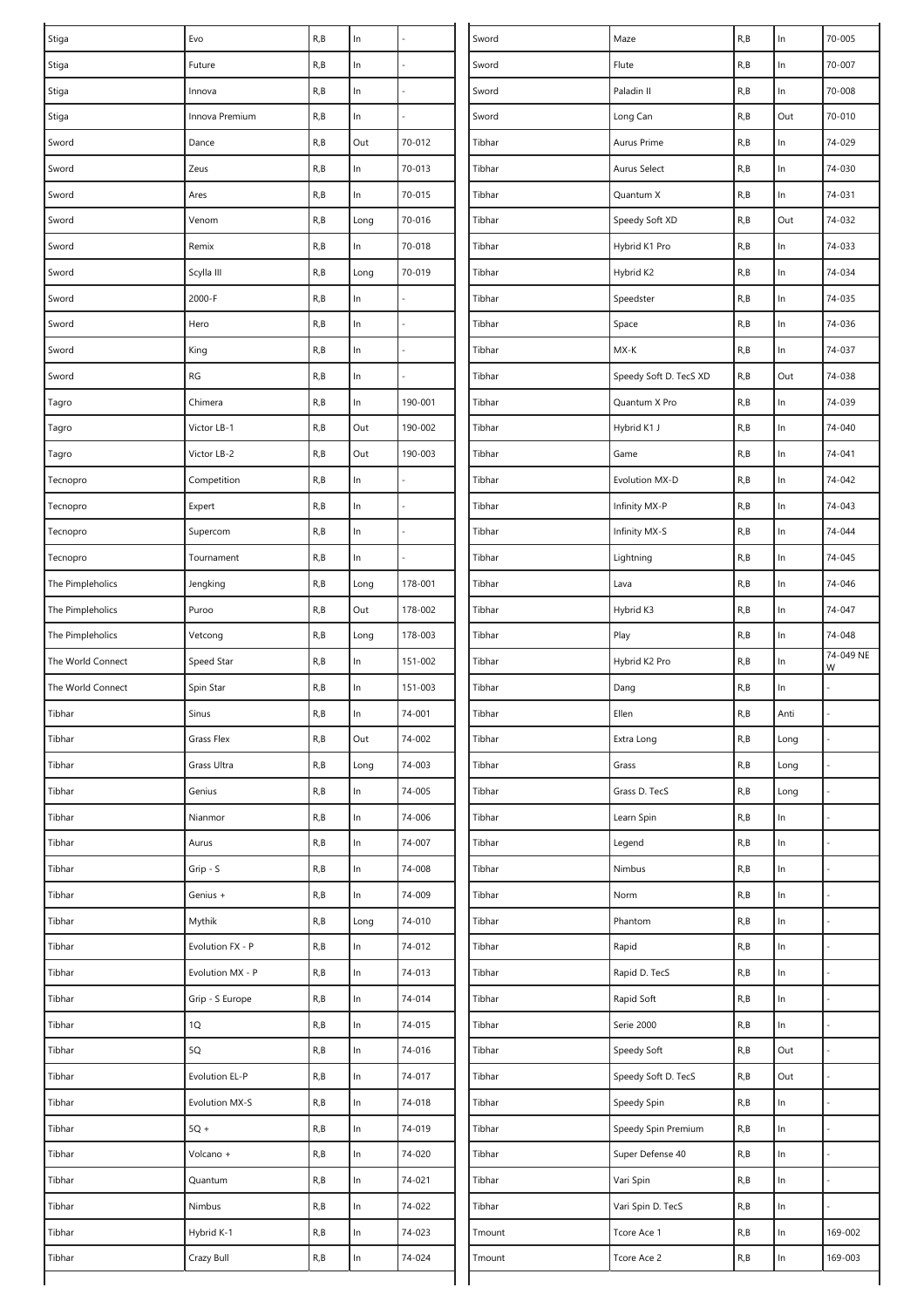| | | | | |
|---|---|---|---|---|
| Stiga | Evo | R,B | In | - |
| Stiga | Future | R,B | In | - |
| Stiga | Innova | R,B | In | - |
| Stiga | Innova Premium | R,B | In | - |
| Sword | Dance | R,B | Out | 70-012 |
| Sword | Zeus | R,B | In | 70-013 |
| Sword | Ares | R,B | In | 70-015 |
| Sword | Venom | R,B | Long | 70-016 |
| Sword | Remix | R,B | In | 70-018 |
| Sword | Scylla III | R,B | Long | 70-019 |
| Sword | 2000-F | R,B | In | - |
| Sword | Hero | R,B | In | - |
| Sword | King | R,B | In | - |
| Sword | RG | R,B | In | - |
| Tagro | Chimera | R,B | In | 190-001 |
| Tagro | Victor LB-1 | R,B | Out | 190-002 |
| Tagro | Victor LB-2 | R,B | Out | 190-003 |
| Tecnopro | Competition | R,B | In | - |
| Tecnopro | Expert | R,B | In | - |
| Tecnopro | Supercom | R,B | In | - |
| Tecnopro | Tournament | R,B | In | - |
| The Pimpleholics | Jengking | R,B | Long | 178-001 |
| The Pimpleholics | Puroo | R,B | Out | 178-002 |
| The Pimpleholics | Vetcong | R,B | Long | 178-003 |
| The World Connect | Speed Star | R,B | In | 151-002 |
| The World Connect | Spin Star | R,B | In | 151-003 |
| Tibhar | Sinus | R,B | In | 74-001 |
| Tibhar | Grass Flex | R,B | Out | 74-002 |
| Tibhar | Grass Ultra | R,B | Long | 74-003 |
| Tibhar | Genius | R,B | In | 74-005 |
| Tibhar | Nianmor | R,B | In | 74-006 |
| Tibhar | Aurus | R,B | In | 74-007 |
| Tibhar | Grip - S | R,B | In | 74-008 |
| Tibhar | Genius + | R,B | In | 74-009 |
| Tibhar | Mythik | R,B | Long | 74-010 |
| Tibhar | Evolution FX - P | R,B | In | 74-012 |
| Tibhar | Evolution MX - P | R,B | In | 74-013 |
| Tibhar | Grip - S Europe | R,B | In | 74-014 |
| Tibhar | 1Q | R,B | In | 74-015 |
| Tibhar | 5Q | R,B | In | 74-016 |
| Tibhar | Evolution EL-P | R,B | In | 74-017 |
| Tibhar | Evolution MX-S | R,B | In | 74-018 |
| Tibhar | 5Q + | R,B | In | 74-019 |
| Tibhar | Volcano + | R,B | In | 74-020 |
| Tibhar | Quantum | R,B | In | 74-021 |
| Tibhar | Nimbus | R,B | In | 74-022 |
| Tibhar | Hybrid K-1 | R,B | In | 74-023 |
| Tibhar | Crazy Bull | R,B | In | 74-024 |
| Sword | Maze | R,B | In | 70-005 |
| Sword | Flute | R,B | In | 70-007 |
| Sword | Paladin II | R,B | In | 70-008 |
| Sword | Long Can | R,B | Out | 70-010 |
| Tibhar | Aurus Prime | R,B | In | 74-029 |
| Tibhar | Aurus Select | R,B | In | 74-030 |
| Tibhar | Quantum X | R,B | In | 74-031 |
| Tibhar | Speedy Soft XD | R,B | Out | 74-032 |
| Tibhar | Hybrid K1 Pro | R,B | In | 74-033 |
| Tibhar | Hybrid K2 | R,B | In | 74-034 |
| Tibhar | Speedster | R,B | In | 74-035 |
| Tibhar | Space | R,B | In | 74-036 |
| Tibhar | MX-K | R,B | In | 74-037 |
| Tibhar | Speedy Soft D. TecS XD | R,B | Out | 74-038 |
| Tibhar | Quantum X Pro | R,B | In | 74-039 |
| Tibhar | Hybrid K1 J | R,B | In | 74-040 |
| Tibhar | Game | R,B | In | 74-041 |
| Tibhar | Evolution MX-D | R,B | In | 74-042 |
| Tibhar | Infinity MX-P | R,B | In | 74-043 |
| Tibhar | Infinity MX-S | R,B | In | 74-044 |
| Tibhar | Lightning | R,B | In | 74-045 |
| Tibhar | Lava | R,B | In | 74-046 |
| Tibhar | Hybrid K3 | R,B | In | 74-047 |
| Tibhar | Play | R,B | In | 74-048 |
| Tibhar | Hybrid K2 Pro | R,B | In | 74-049 NEW |
| Tibhar | Dang | R,B | In | - |
| Tibhar | Ellen | R,B | Anti | - |
| Tibhar | Extra Long | R,B | Long | - |
| Tibhar | Grass | R,B | Long | - |
| Tibhar | Grass D. TecS | R,B | Long | - |
| Tibhar | Learn Spin | R,B | In | - |
| Tibhar | Legend | R,B | In | - |
| Tibhar | Nimbus | R,B | In | - |
| Tibhar | Norm | R,B | In | - |
| Tibhar | Phantom | R,B | In | - |
| Tibhar | Rapid | R,B | In | - |
| Tibhar | Rapid D. TecS | R,B | In | - |
| Tibhar | Rapid Soft | R,B | In | - |
| Tibhar | Serie 2000 | R,B | In | - |
| Tibhar | Speedy Soft | R,B | Out | - |
| Tibhar | Speedy Soft D. TecS | R,B | Out | - |
| Tibhar | Speedy Spin | R,B | In | - |
| Tibhar | Speedy Spin Premium | R,B | In | - |
| Tibhar | Super Defense 40 | R,B | In | - |
| Tibhar | Vari Spin | R,B | In | - |
| Tibhar | Vari Spin D. TecS | R,B | In | - |
| Tmount | Tcore Ace 1 | R,B | In | 169-002 |
| Tmount | Tcore Ace 2 | R,B | In | 169-003 |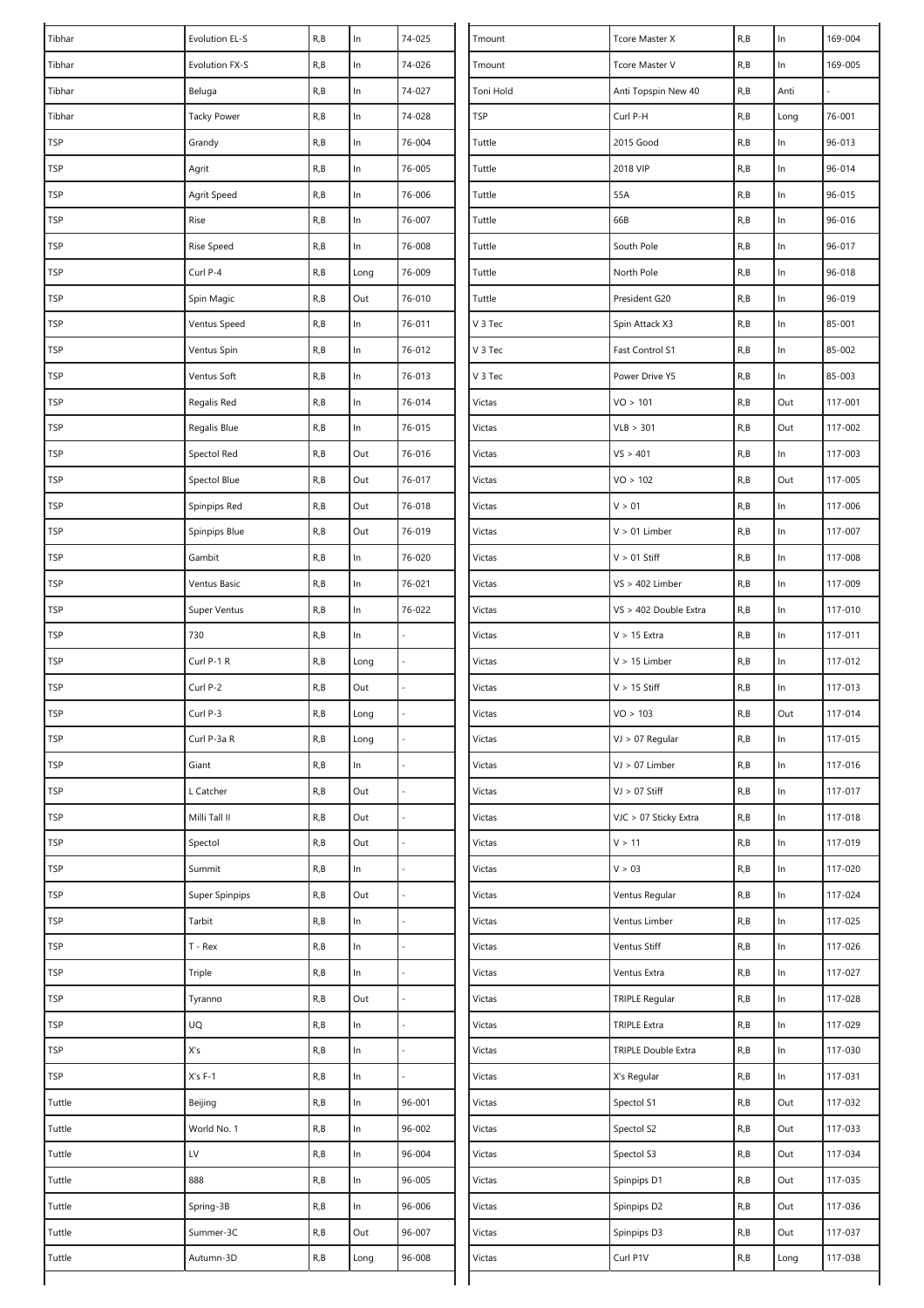| | | | | |
|---|---|---|---|---|
| Tibhar | Evolution EL-S | R,B | In | 74-025 |
| Tibhar | Evolution FX-S | R,B | In | 74-026 |
| Tibhar | Beluga | R,B | In | 74-027 |
| Tibhar | Tacky Power | R,B | In | 74-028 |
| TSP | Grandy | R,B | In | 76-004 |
| TSP | Agrit | R,B | In | 76-005 |
| TSP | Agrit Speed | R,B | In | 76-006 |
| TSP | Rise | R,B | In | 76-007 |
| TSP | Rise Speed | R,B | In | 76-008 |
| TSP | Curl P-4 | R,B | Long | 76-009 |
| TSP | Spin Magic | R,B | Out | 76-010 |
| TSP | Ventus Speed | R,B | In | 76-011 |
| TSP | Ventus Spin | R,B | In | 76-012 |
| TSP | Ventus Soft | R,B | In | 76-013 |
| TSP | Regalis Red | R,B | In | 76-014 |
| TSP | Regalis Blue | R,B | In | 76-015 |
| TSP | Spectol Red | R,B | Out | 76-016 |
| TSP | Spectol Blue | R,B | Out | 76-017 |
| TSP | Spinpips Red | R,B | Out | 76-018 |
| TSP | Spinpips Blue | R,B | Out | 76-019 |
| TSP | Gambit | R,B | In | 76-020 |
| TSP | Ventus Basic | R,B | In | 76-021 |
| TSP | Super Ventus | R,B | In | 76-022 |
| TSP | 730 | R,B | In | - |
| TSP | Curl P-1 R | R,B | Long | - |
| TSP | Curl P-2 | R,B | Out | - |
| TSP | Curl P-3 | R,B | Long | - |
| TSP | Curl P-3a R | R,B | Long | - |
| TSP | Giant | R,B | In | - |
| TSP | L Catcher | R,B | Out | - |
| TSP | Milli Tall II | R,B | Out | - |
| TSP | Spectol | R,B | Out | - |
| TSP | Summit | R,B | In | - |
| TSP | Super Spinpips | R,B | Out | - |
| TSP | Tarbit | R,B | In | - |
| TSP | T - Rex | R,B | In | - |
| TSP | Triple | R,B | In | - |
| TSP | Tyranno | R,B | Out | - |
| TSP | UQ | R,B | In | - |
| TSP | X's | R,B | In | - |
| TSP | X's F-1 | R,B | In | - |
| Tuttle | Beijing | R,B | In | 96-001 |
| Tuttle | World No. 1 | R,B | In | 96-002 |
| Tuttle | LV | R,B | In | 96-004 |
| Tuttle | 888 | R,B | In | 96-005 |
| Tuttle | Spring-3B | R,B | In | 96-006 |
| Tuttle | Summer-3C | R,B | Out | 96-007 |
| Tuttle | Autumn-3D | R,B | Long | 96-008 |
| Tmount | Tcore Master X | R,B | In | 169-004 |
| Tmount | Tcore Master V | R,B | In | 169-005 |
| Toni Hold | Anti Topspin New 40 | R,B | Anti | - |
| TSP | Curl P-H | R,B | Long | 76-001 |
| Tuttle | 2015 Good | R,B | In | 96-013 |
| Tuttle | 2018 VIP | R,B | In | 96-014 |
| Tuttle | 55A | R,B | In | 96-015 |
| Tuttle | 66B | R,B | In | 96-016 |
| Tuttle | South Pole | R,B | In | 96-017 |
| Tuttle | North Pole | R,B | In | 96-018 |
| Tuttle | President G20 | R,B | In | 96-019 |
| V 3 Tec | Spin Attack X3 | R,B | In | 85-001 |
| V 3 Tec | Fast Control S1 | R,B | In | 85-002 |
| V 3 Tec | Power Drive Y5 | R,B | In | 85-003 |
| Victas | VO > 101 | R,B | Out | 117-001 |
| Victas | VLB > 301 | R,B | Out | 117-002 |
| Victas | VS > 401 | R,B | In | 117-003 |
| Victas | VO > 102 | R,B | Out | 117-005 |
| Victas | V > 01 | R,B | In | 117-006 |
| Victas | V > 01 Limber | R,B | In | 117-007 |
| Victas | V > 01 Stiff | R,B | In | 117-008 |
| Victas | VS > 402 Limber | R,B | In | 117-009 |
| Victas | VS > 402 Double Extra | R,B | In | 117-010 |
| Victas | V > 15 Extra | R,B | In | 117-011 |
| Victas | V > 15 Limber | R,B | In | 117-012 |
| Victas | V > 15 Stiff | R,B | In | 117-013 |
| Victas | VO > 103 | R,B | Out | 117-014 |
| Victas | VJ > 07 Regular | R,B | In | 117-015 |
| Victas | VJ > 07 Limber | R,B | In | 117-016 |
| Victas | VJ > 07 Stiff | R,B | In | 117-017 |
| Victas | VJC > 07 Sticky Extra | R,B | In | 117-018 |
| Victas | V > 11 | R,B | In | 117-019 |
| Victas | V > 03 | R,B | In | 117-020 |
| Victas | Ventus Regular | R,B | In | 117-024 |
| Victas | Ventus Limber | R,B | In | 117-025 |
| Victas | Ventus Stiff | R,B | In | 117-026 |
| Victas | Ventus Extra | R,B | In | 117-027 |
| Victas | TRIPLE Regular | R,B | In | 117-028 |
| Victas | TRIPLE Extra | R,B | In | 117-029 |
| Victas | TRIPLE Double Extra | R,B | In | 117-030 |
| Victas | X's Regular | R,B | In | 117-031 |
| Victas | Spectol S1 | R,B | Out | 117-032 |
| Victas | Spectol S2 | R,B | Out | 117-033 |
| Victas | Spectol S3 | R,B | Out | 117-034 |
| Victas | Spinpips D1 | R,B | Out | 117-035 |
| Victas | Spinpips D2 | R,B | Out | 117-036 |
| Victas | Spinpips D3 | R,B | Out | 117-037 |
| Victas | Curl P1V | R,B | Long | 117-038 |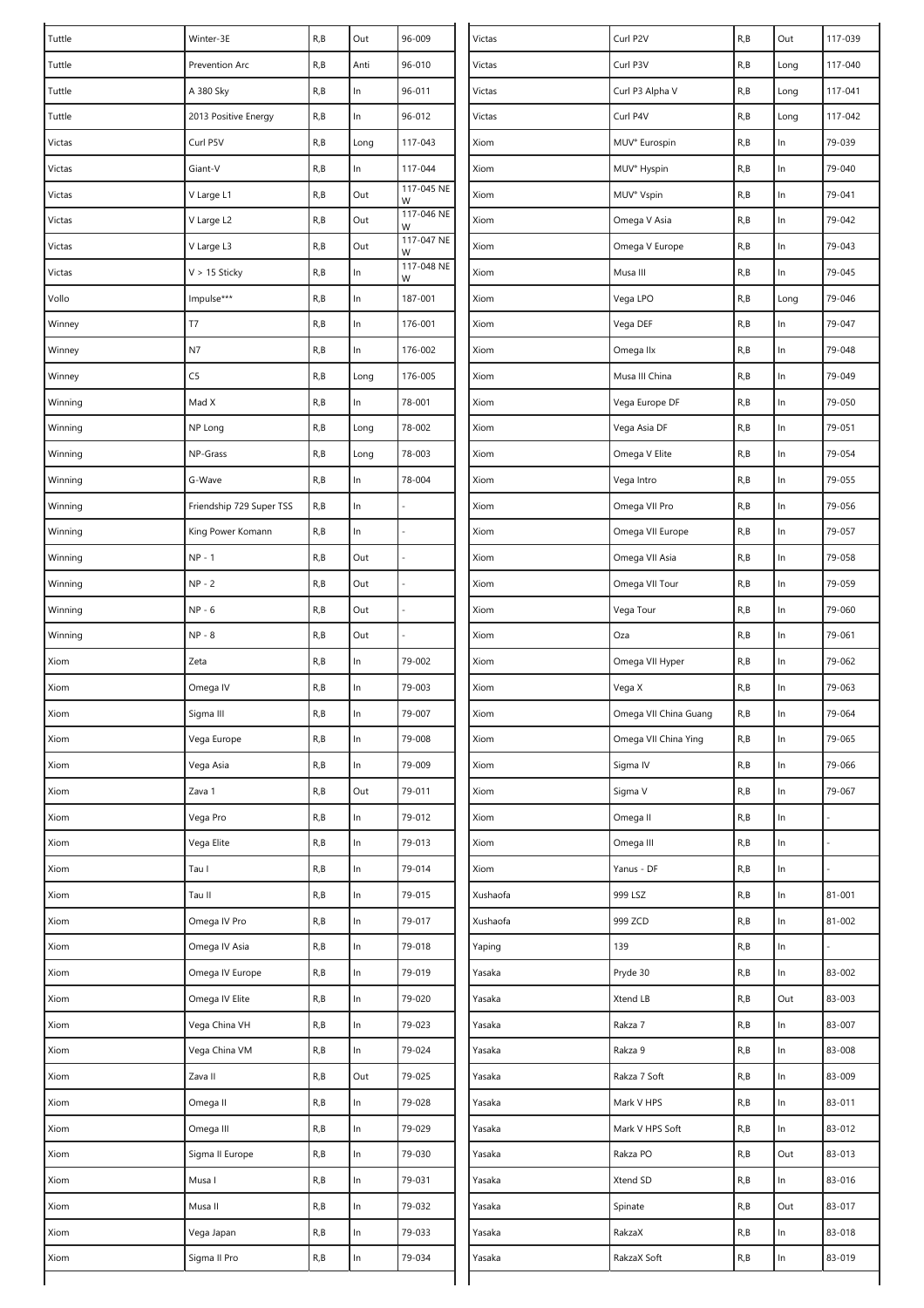| | | | | |
|---|---|---|---|---|
| Tuttle | Winter-3E | R,B | Out | 96-009 |
| Tuttle | Prevention Arc | R,B | Anti | 96-010 |
| Tuttle | A 380 Sky | R,B | In | 96-011 |
| Tuttle | 2013 Positive Energy | R,B | In | 96-012 |
| Victas | Curl P5V | R,B | Long | 117-043 |
| Victas | Giant-V | R,B | In | 117-044 |
| Victas | V Large L1 | R,B | Out | 117-045 NEW |
| Victas | V Large L2 | R,B | Out | 117-046 NEW |
| Victas | V Large L3 | R,B | Out | 117-047 NEW |
| Victas | V > 15 Sticky | R,B | In | 117-048 NEW |
| Vollo | Impulse*** | R,B | In | 187-001 |
| Winney | T7 | R,B | In | 176-001 |
| Winney | N7 | R,B | In | 176-002 |
| Winney | C5 | R,B | Long | 176-005 |
| Winning | Mad X | R,B | In | 78-001 |
| Winning | NP Long | R,B | Long | 78-002 |
| Winning | NP-Grass | R,B | Long | 78-003 |
| Winning | G-Wave | R,B | In | 78-004 |
| Winning | Friendship 729 Super TSS | R,B | In | - |
| Winning | King Power Komann | R,B | In | - |
| Winning | NP - 1 | R,B | Out | - |
| Winning | NP - 2 | R,B | Out | - |
| Winning | NP - 6 | R,B | Out | - |
| Winning | NP - 8 | R,B | Out | - |
| Xiom | Zeta | R,B | In | 79-002 |
| Xiom | Omega IV | R,B | In | 79-003 |
| Xiom | Sigma III | R,B | In | 79-007 |
| Xiom | Vega Europe | R,B | In | 79-008 |
| Xiom | Vega Asia | R,B | In | 79-009 |
| Xiom | Zava 1 | R,B | Out | 79-011 |
| Xiom | Vega Pro | R,B | In | 79-012 |
| Xiom | Vega Elite | R,B | In | 79-013 |
| Xiom | Tau I | R,B | In | 79-014 |
| Xiom | Tau II | R,B | In | 79-015 |
| Xiom | Omega IV Pro | R,B | In | 79-017 |
| Xiom | Omega IV Asia | R,B | In | 79-018 |
| Xiom | Omega IV Europe | R,B | In | 79-019 |
| Xiom | Omega IV Elite | R,B | In | 79-020 |
| Xiom | Vega China VH | R,B | In | 79-023 |
| Xiom | Vega China VM | R,B | In | 79-024 |
| Xiom | Zava II | R,B | Out | 79-025 |
| Xiom | Omega II | R,B | In | 79-028 |
| Xiom | Omega III | R,B | In | 79-029 |
| Xiom | Sigma II Europe | R,B | In | 79-030 |
| Xiom | Musa I | R,B | In | 79-031 |
| Xiom | Musa II | R,B | In | 79-032 |
| Xiom | Vega Japan | R,B | In | 79-033 |
| Xiom | Sigma II Pro | R,B | In | 79-034 |
| Victas | Curl P2V | R,B | Out | 117-039 |
| Victas | Curl P3V | R,B | Long | 117-040 |
| Victas | Curl P3 Alpha V | R,B | Long | 117-041 |
| Victas | Curl P4V | R,B | Long | 117-042 |
| Xiom | MUV° Eurospin | R,B | In | 79-039 |
| Xiom | MUV° Hyspin | R,B | In | 79-040 |
| Xiom | MUV° Vspin | R,B | In | 79-041 |
| Xiom | Omega V Asia | R,B | In | 79-042 |
| Xiom | Omega V Europe | R,B | In | 79-043 |
| Xiom | Musa III | R,B | In | 79-045 |
| Xiom | Vega LPO | R,B | Long | 79-046 |
| Xiom | Vega DEF | R,B | In | 79-047 |
| Xiom | Omega IIx | R,B | In | 79-048 |
| Xiom | Musa III China | R,B | In | 79-049 |
| Xiom | Vega Europe DF | R,B | In | 79-050 |
| Xiom | Vega Asia DF | R,B | In | 79-051 |
| Xiom | Omega V Elite | R,B | In | 79-054 |
| Xiom | Vega Intro | R,B | In | 79-055 |
| Xiom | Omega VII Pro | R,B | In | 79-056 |
| Xiom | Omega VII Europe | R,B | In | 79-057 |
| Xiom | Omega VII Asia | R,B | In | 79-058 |
| Xiom | Omega VII Tour | R,B | In | 79-059 |
| Xiom | Vega Tour | R,B | In | 79-060 |
| Xiom | Oza | R,B | In | 79-061 |
| Xiom | Omega VII Hyper | R,B | In | 79-062 |
| Xiom | Vega X | R,B | In | 79-063 |
| Xiom | Omega VII China Guang | R,B | In | 79-064 |
| Xiom | Omega VII China Ying | R,B | In | 79-065 |
| Xiom | Sigma IV | R,B | In | 79-066 |
| Xiom | Sigma V | R,B | In | 79-067 |
| Xiom | Omega II | R,B | In | - |
| Xiom | Omega III | R,B | In | - |
| Xiom | Yanus - DF | R,B | In | - |
| Xushaofa | 999 LSZ | R,B | In | 81-001 |
| Xushaofa | 999 ZCD | R,B | In | 81-002 |
| Yaping | 139 | R,B | In | - |
| Yasaka | Pryde 30 | R,B | In | 83-002 |
| Yasaka | Xtend LB | R,B | Out | 83-003 |
| Yasaka | Rakza 7 | R,B | In | 83-007 |
| Yasaka | Rakza 9 | R,B | In | 83-008 |
| Yasaka | Rakza 7 Soft | R,B | In | 83-009 |
| Yasaka | Mark V HPS | R,B | In | 83-011 |
| Yasaka | Mark V HPS Soft | R,B | In | 83-012 |
| Yasaka | Rakza PO | R,B | Out | 83-013 |
| Yasaka | Xtend SD | R,B | In | 83-016 |
| Yasaka | Spinate | R,B | Out | 83-017 |
| Yasaka | RakzaX | R,B | In | 83-018 |
| Yasaka | RakzaX Soft | R,B | In | 83-019 |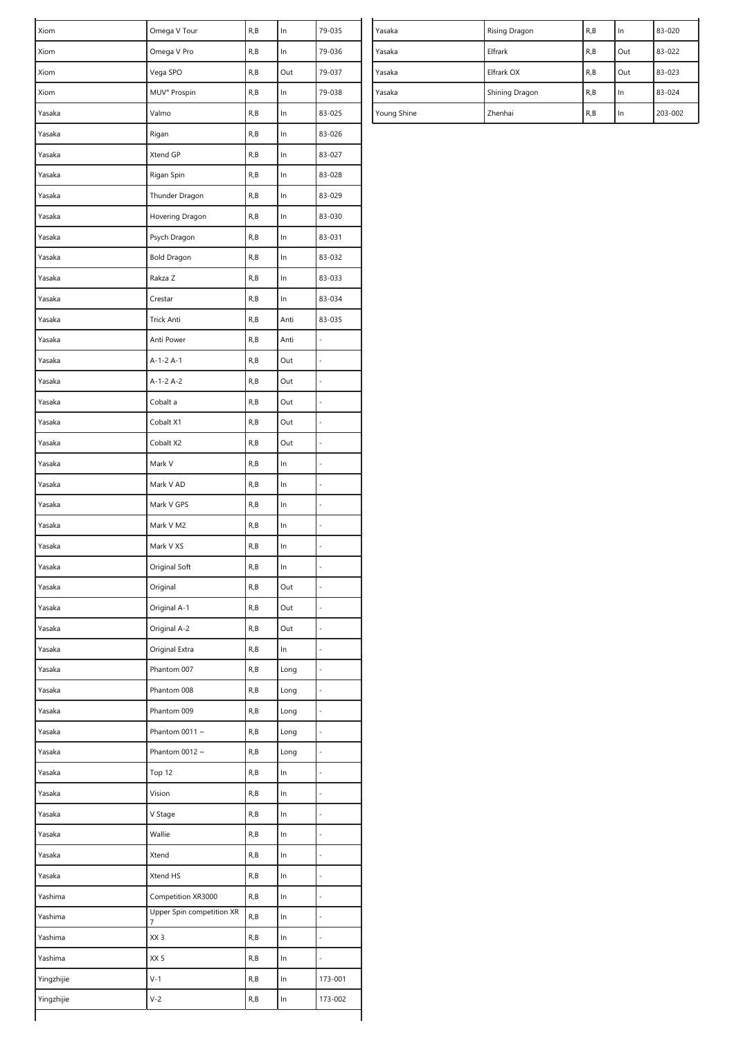| | | | | |
|---|---|---|---|---|
| Xiom | Omega V Tour | R,B | In | 79-035 |
| Xiom | Omega V Pro | R,B | In | 79-036 |
| Xiom | Vega SPO | R,B | Out | 79-037 |
| Xiom | MUV° Prospin | R,B | In | 79-038 |
| Yasaka | Valmo | R,B | In | 83-025 |
| Yasaka | Rigan | R,B | In | 83-026 |
| Yasaka | Xtend GP | R,B | In | 83-027 |
| Yasaka | Rigan Spin | R,B | In | 83-028 |
| Yasaka | Thunder Dragon | R,B | In | 83-029 |
| Yasaka | Hovering Dragon | R,B | In | 83-030 |
| Yasaka | Psych Dragon | R,B | In | 83-031 |
| Yasaka | Bold Dragon | R,B | In | 83-032 |
| Yasaka | Rakza Z | R,B | In | 83-033 |
| Yasaka | Crestar | R,B | In | 83-034 |
| Yasaka | Trick Anti | R,B | Anti | 83-035 |
| Yasaka | Anti Power | R,B | Anti | - |
| Yasaka | A-1-2 A-1 | R,B | Out | - |
| Yasaka | A-1-2 A-2 | R,B | Out | - |
| Yasaka | Cobalt a | R,B | Out | - |
| Yasaka | Cobalt X1 | R,B | Out | - |
| Yasaka | Cobalt X2 | R,B | Out | - |
| Yasaka | Mark V | R,B | In | - |
| Yasaka | Mark V AD | R,B | In | - |
| Yasaka | Mark V GPS | R,B | In | - |
| Yasaka | Mark V M2 | R,B | In | - |
| Yasaka | Mark V XS | R,B | In | - |
| Yasaka | Original Soft | R,B | In | - |
| Yasaka | Original | R,B | Out | - |
| Yasaka | Original A-1 | R,B | Out | - |
| Yasaka | Original A-2 | R,B | Out | - |
| Yasaka | Original Extra | R,B | In | - |
| Yasaka | Phantom 007 | R,B | Long | - |
| Yasaka | Phantom 008 | R,B | Long | - |
| Yasaka | Phantom 009 | R,B | Long | - |
| Yasaka | Phantom 0011 ~ | R,B | Long | - |
| Yasaka | Phantom 0012 ~ | R,B | Long | - |
| Yasaka | Top 12 | R,B | In | - |
| Yasaka | Vision | R,B | In | - |
| Yasaka | V Stage | R,B | In | - |
| Yasaka | Wallie | R,B | In | - |
| Yasaka | Xtend | R,B | In | - |
| Yasaka | Xtend HS | R,B | In | - |
| Yashima | Competition XR3000 | R,B | In | - |
| Yashima | Upper Spin competition XR 7 | R,B | In | - |
| Yashima | XX 3 | R,B | In | - |
| Yashima | XX 5 | R,B | In | - |
| Yingzhijie | V-1 | R,B | In | 173-001 |
| Yingzhijie | V-2 | R,B | In | 173-002 |
| Yasaka | Rising Dragon | R,B | In | 83-020 |
| Yasaka | Elfrark | R,B | Out | 83-022 |
| Yasaka | Elfrark OX | R,B | Out | 83-023 |
| Yasaka | Shining Dragon | R,B | In | 83-024 |
| Young Shine | Zhenhai | R,B | In | 203-002 |